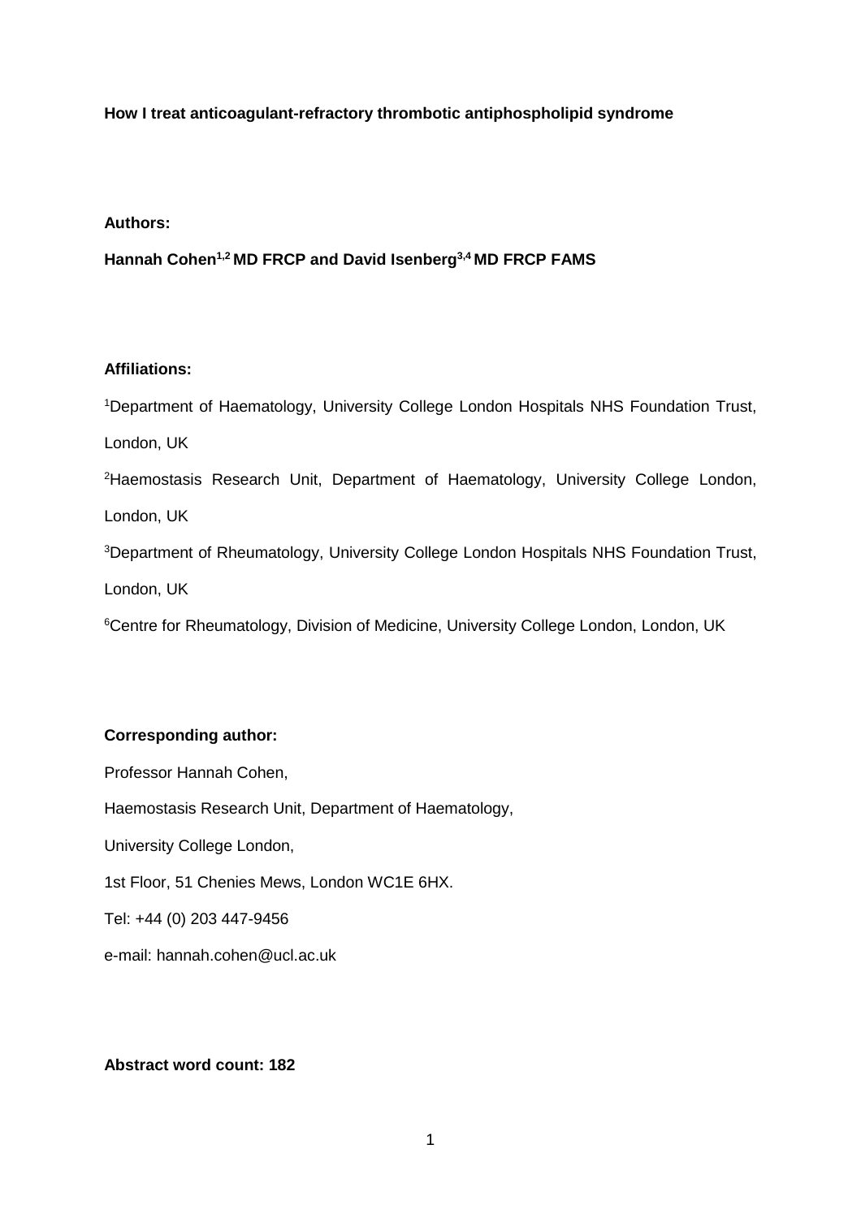**How I treat anticoagulant-refractory thrombotic antiphospholipid syndrome**

**Authors:**

**Hannah Cohen[1,2] MD FRCP and David Isenberg[3,4] MD FRCP FAMS**

**Affiliations:**

[1]Department of Haematology, University College London Hospitals NHS Foundation Trust, London, UK

[2]Haemostasis Research Unit, Department of Haematology, University College London, London, UK

[3]Department of Rheumatology, University College London Hospitals NHS Foundation Trust, London, UK

[6]Centre for Rheumatology, Division of Medicine, University College London, London, UK

**Corresponding author:**

Professor Hannah Cohen,

Haemostasis Research Unit, Department of Haematology,

University College London,

1st Floor, 51 Chenies Mews, London WC1E 6HX.

Tel: +44 (0) 203 447-9456

e-mail: hannah.cohen@ucl.ac.uk

**Abstract word count: 182**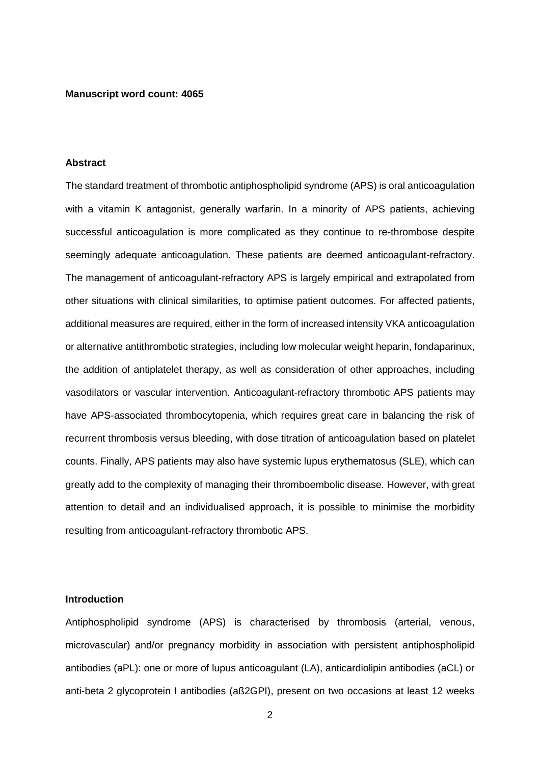**Manuscript word count: 4065**

## Abstract

The standard treatment of thrombotic antiphospholipid syndrome (APS) is oral anticoagulation with a vitamin K antagonist, generally warfarin. In a minority of APS patients, achieving successful anticoagulation is more complicated as they continue to re-thrombose despite seemingly adequate anticoagulation. These patients are deemed anticoagulant-refractory. The management of anticoagulant-refractory APS is largely empirical and extrapolated from other situations with clinical similarities, to optimise patient outcomes. For affected patients, additional measures are required, either in the form of increased intensity VKA anticoagulation or alternative antithrombotic strategies, including low molecular weight heparin, fondaparinux, the addition of antiplatelet therapy, as well as consideration of other approaches, including vasodilators or vascular intervention. Anticoagulant-refractory thrombotic APS patients may have APS-associated thrombocytopenia, which requires great care in balancing the risk of recurrent thrombosis versus bleeding, with dose titration of anticoagulation based on platelet counts. Finally, APS patients may also have systemic lupus erythematosus (SLE), which can greatly add to the complexity of managing their thromboembolic disease. However, with great attention to detail and an individualised approach, it is possible to minimise the morbidity resulting from anticoagulant-refractory thrombotic APS.

## Introduction

Antiphospholipid syndrome (APS) is characterised by thrombosis (arterial, venous, microvascular) and/or pregnancy morbidity in association with persistent antiphospholipid antibodies (aPL): one or more of lupus anticoagulant (LA), anticardiolipin antibodies (aCL) or anti-beta 2 glycoprotein I antibodies (aß2GPI), present on two occasions at least 12 weeks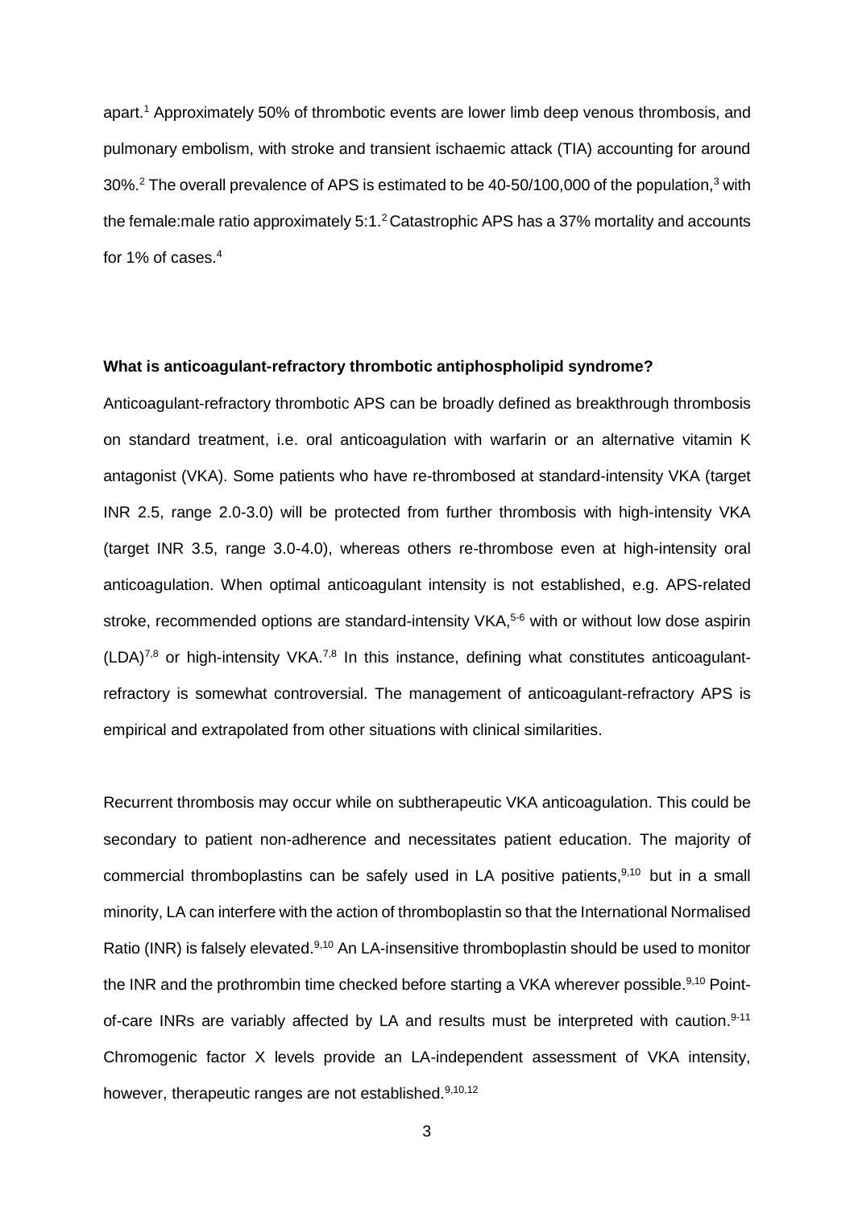apart.[1] Approximately 50% of thrombotic events are lower limb deep venous thrombosis, and pulmonary embolism, with stroke and transient ischaemic attack (TIA) accounting for around 30%.[2] The overall prevalence of APS is estimated to be 40-50/100,000 of the population,[3] with the female:male ratio approximately 5:1.[2] Catastrophic APS has a 37% mortality and accounts for 1% of cases.[4]

**What is anticoagulant-refractory thrombotic antiphospholipid syndrome?**

Anticoagulant-refractory thrombotic APS can be broadly defined as breakthrough thrombosis on standard treatment, i.e. oral anticoagulation with warfarin or an alternative vitamin K antagonist (VKA). Some patients who have re-thrombosed at standard-intensity VKA (target INR 2.5, range 2.0-3.0) will be protected from further thrombosis with high-intensity VKA (target INR 3.5, range 3.0-4.0), whereas others re-thrombose even at high-intensity oral anticoagulation. When optimal anticoagulant intensity is not established, e.g. APS-related stroke, recommended options are standard-intensity VKA,[5-6] with or without low dose aspirin (LDA)[7,8] or high-intensity VKA.[7,8] In this instance, defining what constitutes anticoagulant-refractory is somewhat controversial. The management of anticoagulant-refractory APS is empirical and extrapolated from other situations with clinical similarities.

Recurrent thrombosis may occur while on subtherapeutic VKA anticoagulation. This could be secondary to patient non-adherence and necessitates patient education. The majority of commercial thromboplastins can be safely used in LA positive patients,[9,10] but in a small minority, LA can interfere with the action of thromboplastin so that the International Normalised Ratio (INR) is falsely elevated.[9,10] An LA-insensitive thromboplastin should be used to monitor the INR and the prothrombin time checked before starting a VKA wherever possible.[9,10] Point-of-care INRs are variably affected by LA and results must be interpreted with caution.[9-11] Chromogenic factor X levels provide an LA-independent assessment of VKA intensity, however, therapeutic ranges are not established.[9,10,12]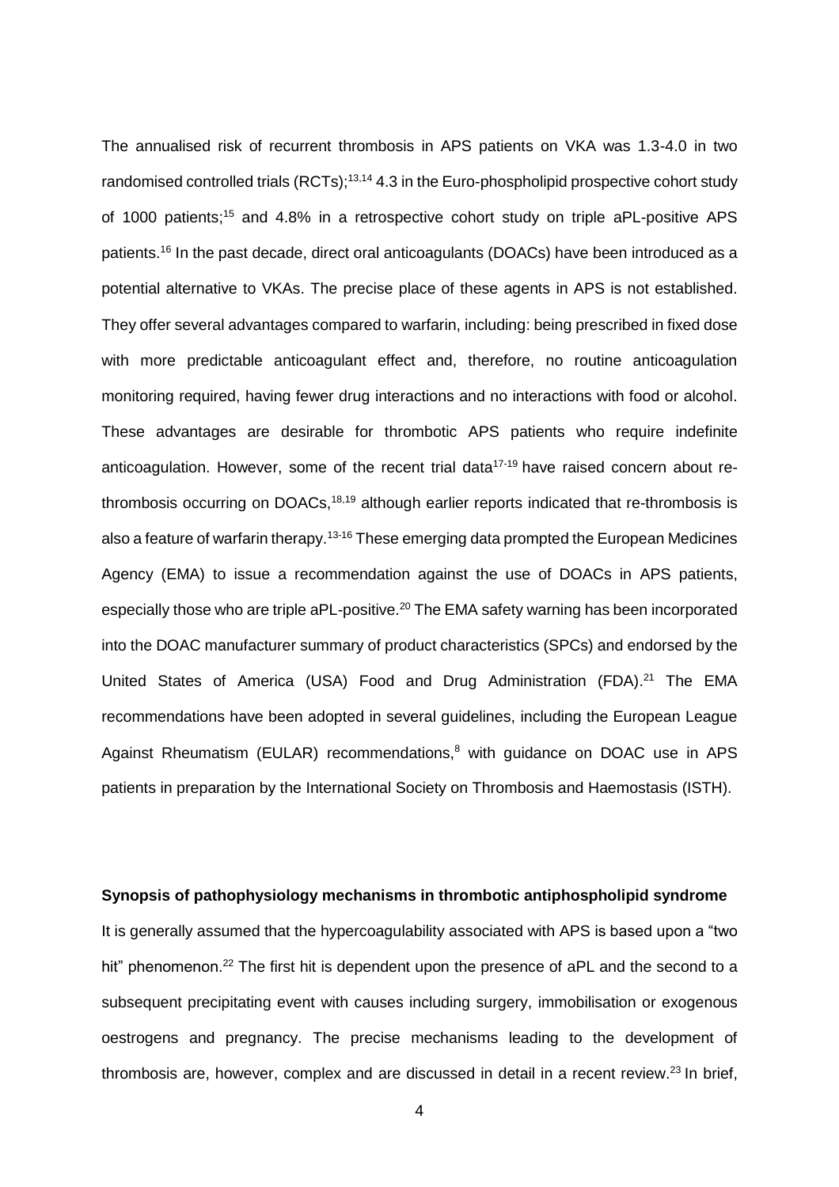The annualised risk of recurrent thrombosis in APS patients on VKA was 1.3-4.0 in two randomised controlled trials (RCTs);[13,14] 4.3 in the Euro-phospholipid prospective cohort study of 1000 patients;[15] and 4.8% in a retrospective cohort study on triple aPL-positive APS patients.[16] In the past decade, direct oral anticoagulants (DOACs) have been introduced as a potential alternative to VKAs. The precise place of these agents in APS is not established. They offer several advantages compared to warfarin, including: being prescribed in fixed dose with more predictable anticoagulant effect and, therefore, no routine anticoagulation monitoring required, having fewer drug interactions and no interactions with food or alcohol. These advantages are desirable for thrombotic APS patients who require indefinite anticoagulation. However, some of the recent trial data[17-19] have raised concern about re-thrombosis occurring on DOACs,[18,19] although earlier reports indicated that re-thrombosis is also a feature of warfarin therapy.[13-16] These emerging data prompted the European Medicines Agency (EMA) to issue a recommendation against the use of DOACs in APS patients, especially those who are triple aPL-positive.[20] The EMA safety warning has been incorporated into the DOAC manufacturer summary of product characteristics (SPCs) and endorsed by the United States of America (USA) Food and Drug Administration (FDA).[21] The EMA recommendations have been adopted in several guidelines, including the European League Against Rheumatism (EULAR) recommendations,[8] with guidance on DOAC use in APS patients in preparation by the International Society on Thrombosis and Haemostasis (ISTH).

**Synopsis of pathophysiology mechanisms in thrombotic antiphospholipid syndrome**

It is generally assumed that the hypercoagulability associated with APS is based upon a "two hit" phenomenon.[22] The first hit is dependent upon the presence of aPL and the second to a subsequent precipitating event with causes including surgery, immobilisation or exogenous oestrogens and pregnancy. The precise mechanisms leading to the development of thrombosis are, however, complex and are discussed in detail in a recent review.[23] In brief,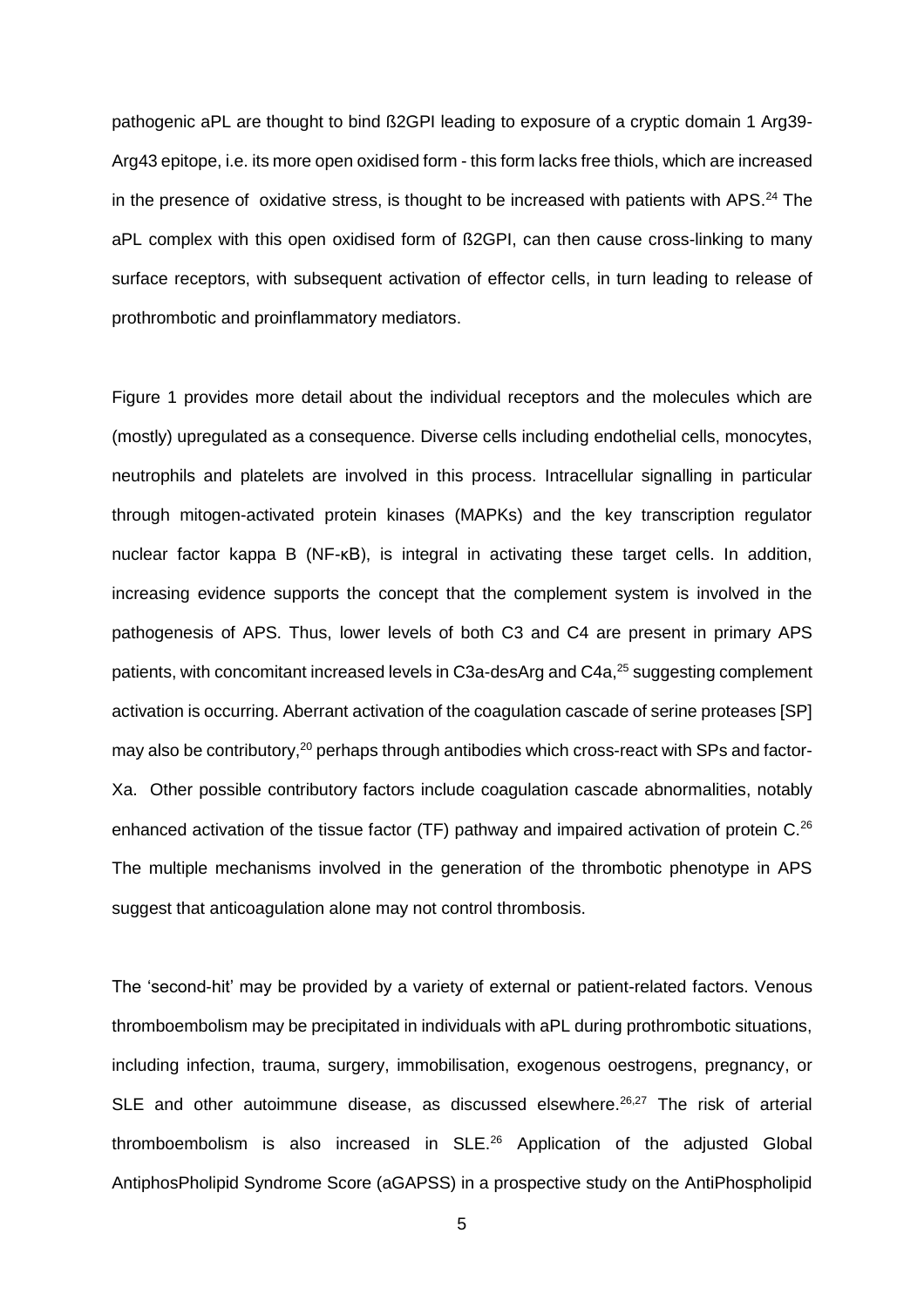pathogenic aPL are thought to bind ß2GPI leading to exposure of a cryptic domain 1 Arg39-Arg43 epitope, i.e. its more open oxidised form - this form lacks free thiols, which are increased in the presence of oxidative stress, is thought to be increased with patients with APS.[24] The aPL complex with this open oxidised form of ß2GPI, can then cause cross-linking to many surface receptors, with subsequent activation of effector cells, in turn leading to release of prothrombotic and proinflammatory mediators.

Figure 1 provides more detail about the individual receptors and the molecules which are (mostly) upregulated as a consequence. Diverse cells including endothelial cells, monocytes, neutrophils and platelets are involved in this process. Intracellular signalling in particular through mitogen-activated protein kinases (MAPKs) and the key transcription regulator nuclear factor kappa B (NF-κB), is integral in activating these target cells. In addition, increasing evidence supports the concept that the complement system is involved in the pathogenesis of APS. Thus, lower levels of both C3 and C4 are present in primary APS patients, with concomitant increased levels in C3a-desArg and C4a,[25] suggesting complement activation is occurring. Aberrant activation of the coagulation cascade of serine proteases [SP] may also be contributory,[20] perhaps through antibodies which cross-react with SPs and factor-Xa. Other possible contributory factors include coagulation cascade abnormalities, notably enhanced activation of the tissue factor (TF) pathway and impaired activation of protein C.[26] The multiple mechanisms involved in the generation of the thrombotic phenotype in APS suggest that anticoagulation alone may not control thrombosis.

The 'second-hit' may be provided by a variety of external or patient-related factors. Venous thromboembolism may be precipitated in individuals with aPL during prothrombotic situations, including infection, trauma, surgery, immobilisation, exogenous oestrogens, pregnancy, or SLE and other autoimmune disease, as discussed elsewhere.[26,27] The risk of arterial thromboembolism is also increased in SLE.[26] Application of the adjusted Global AntiphosPholipid Syndrome Score (aGAPSS) in a prospective study on the AntiPhospholipid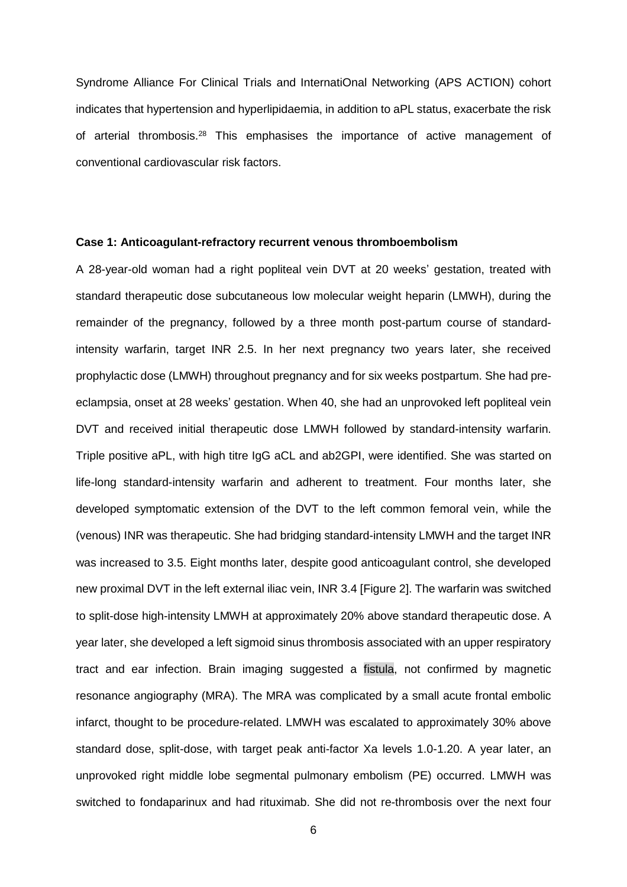Syndrome Alliance For Clinical Trials and InternatiOnal Networking (APS ACTION) cohort indicates that hypertension and hyperlipidaemia, in addition to aPL status, exacerbate the risk of arterial thrombosis.[28] This emphasises the importance of active management of conventional cardiovascular risk factors.

**Case 1: Anticoagulant-refractory recurrent venous thromboembolism**

A 28-year-old woman had a right popliteal vein DVT at 20 weeks' gestation, treated with standard therapeutic dose subcutaneous low molecular weight heparin (LMWH), during the remainder of the pregnancy, followed by a three month post-partum course of standard-intensity warfarin, target INR 2.5. In her next pregnancy two years later, she received prophylactic dose (LMWH) throughout pregnancy and for six weeks postpartum. She had pre-eclampsia, onset at 28 weeks' gestation. When 40, she had an unprovoked left popliteal vein DVT and received initial therapeutic dose LMWH followed by standard-intensity warfarin. Triple positive aPL, with high titre IgG aCL and ab2GPI, were identified. She was started on life-long standard-intensity warfarin and adherent to treatment. Four months later, she developed symptomatic extension of the DVT to the left common femoral vein, while the (venous) INR was therapeutic. She had bridging standard-intensity LMWH and the target INR was increased to 3.5. Eight months later, despite good anticoagulant control, she developed new proximal DVT in the left external iliac vein, INR 3.4 [Figure 2]. The warfarin was switched to split-dose high-intensity LMWH at approximately 20% above standard therapeutic dose. A year later, she developed a left sigmoid sinus thrombosis associated with an upper respiratory tract and ear infection. Brain imaging suggested a fistula, not confirmed by magnetic resonance angiography (MRA). The MRA was complicated by a small acute frontal embolic infarct, thought to be procedure-related. LMWH was escalated to approximately 30% above standard dose, split-dose, with target peak anti-factor Xa levels 1.0-1.20. A year later, an unprovoked right middle lobe segmental pulmonary embolism (PE) occurred. LMWH was switched to fondaparinux and had rituximab. She did not re-thrombosis over the next four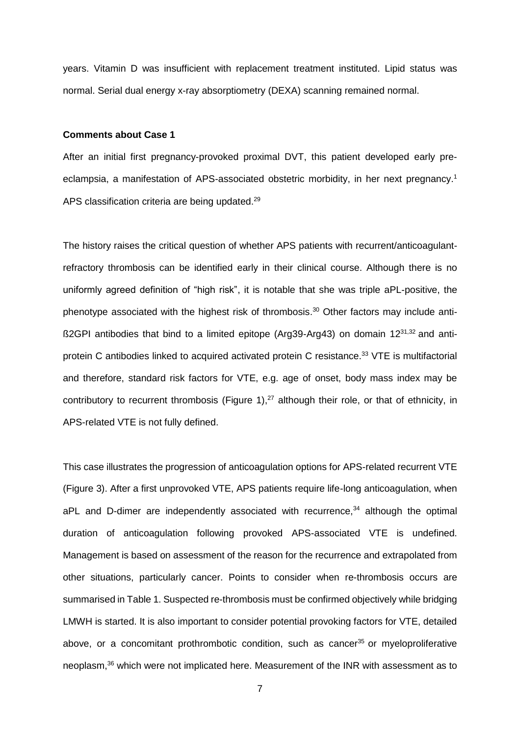years. Vitamin D was insufficient with replacement treatment instituted. Lipid status was normal. Serial dual energy x-ray absorptiometry (DEXA) scanning remained normal.

**Comments about Case 1**

After an initial first pregnancy-provoked proximal DVT, this patient developed early pre-eclampsia, a manifestation of APS-associated obstetric morbidity, in her next pregnancy.[1] APS classification criteria are being updated.[29]

The history raises the critical question of whether APS patients with recurrent/anticoagulant-refractory thrombosis can be identified early in their clinical course. Although there is no uniformly agreed definition of "high risk", it is notable that she was triple aPL-positive, the phenotype associated with the highest risk of thrombosis.[30] Other factors may include anti-ß2GPI antibodies that bind to a limited epitope (Arg39-Arg43) on domain 12[31,32] and anti-protein C antibodies linked to acquired activated protein C resistance.[33] VTE is multifactorial and therefore, standard risk factors for VTE, e.g. age of onset, body mass index may be contributory to recurrent thrombosis (Figure 1),[27] although their role, or that of ethnicity, in APS-related VTE is not fully defined.

This case illustrates the progression of anticoagulation options for APS-related recurrent VTE (Figure 3). After a first unprovoked VTE, APS patients require life-long anticoagulation, when aPL and D-dimer are independently associated with recurrence,[34] although the optimal duration of anticoagulation following provoked APS-associated VTE is undefined. Management is based on assessment of the reason for the recurrence and extrapolated from other situations, particularly cancer. Points to consider when re-thrombosis occurs are summarised in Table 1. Suspected re-thrombosis must be confirmed objectively while bridging LMWH is started. It is also important to consider potential provoking factors for VTE, detailed above, or a concomitant prothrombotic condition, such as cancer[35] or myeloproliferative neoplasm,[36] which were not implicated here. Measurement of the INR with assessment as to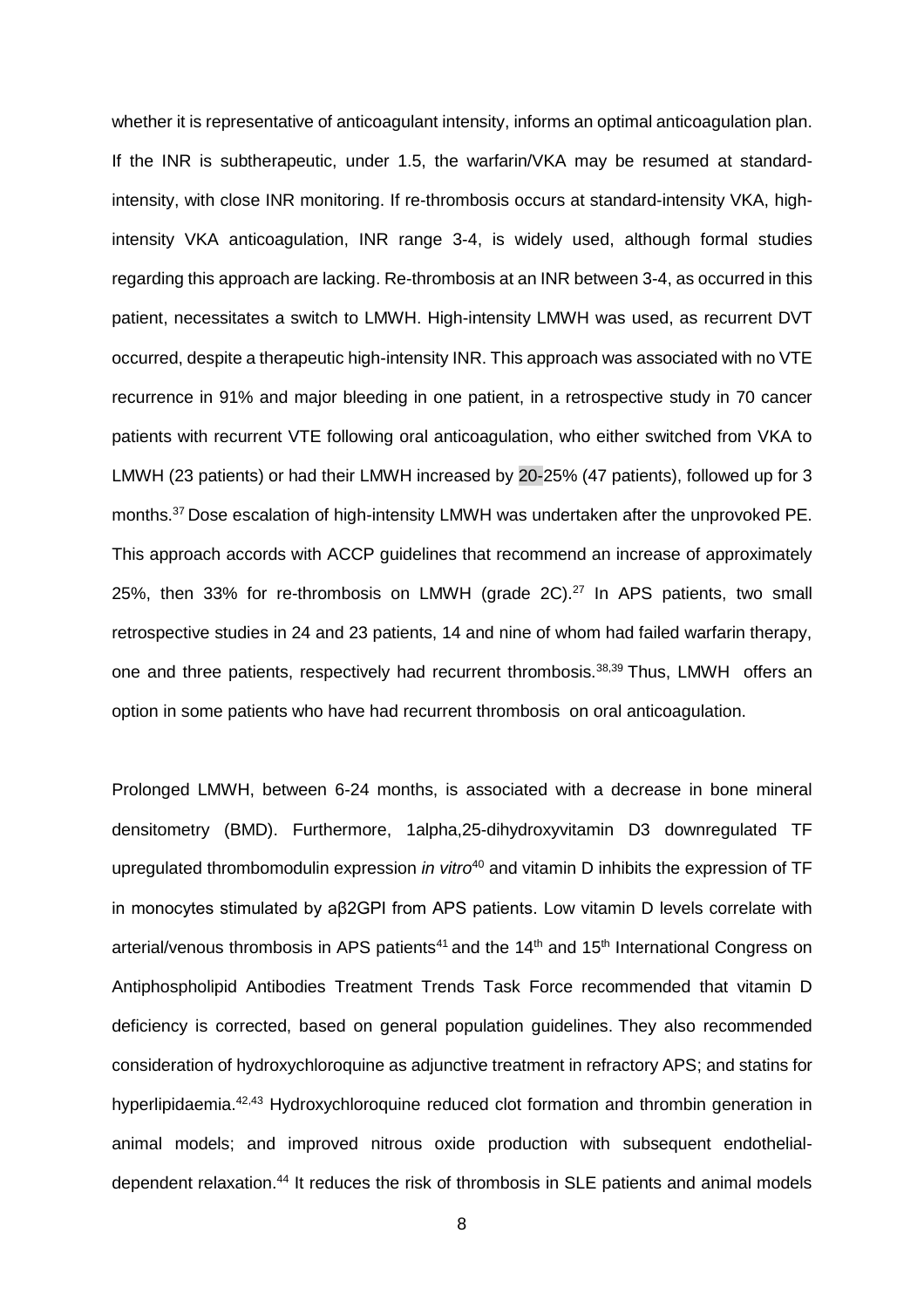whether it is representative of anticoagulant intensity, informs an optimal anticoagulation plan. If the INR is subtherapeutic, under 1.5, the warfarin/VKA may be resumed at standard-intensity, with close INR monitoring. If re-thrombosis occurs at standard-intensity VKA, high-intensity VKA anticoagulation, INR range 3-4, is widely used, although formal studies regarding this approach are lacking. Re-thrombosis at an INR between 3-4, as occurred in this patient, necessitates a switch to LMWH. High-intensity LMWH was used, as recurrent DVT occurred, despite a therapeutic high-intensity INR. This approach was associated with no VTE recurrence in 91% and major bleeding in one patient, in a retrospective study in 70 cancer patients with recurrent VTE following oral anticoagulation, who either switched from VKA to LMWH (23 patients) or had their LMWH increased by 20-25% (47 patients), followed up for 3 months.[37] Dose escalation of high-intensity LMWH was undertaken after the unprovoked PE. This approach accords with ACCP guidelines that recommend an increase of approximately 25%, then 33% for re-thrombosis on LMWH (grade 2C).[27] In APS patients, two small retrospective studies in 24 and 23 patients, 14 and nine of whom had failed warfarin therapy, one and three patients, respectively had recurrent thrombosis.[38,39] Thus, LMWH offers an option in some patients who have had recurrent thrombosis on oral anticoagulation.

Prolonged LMWH, between 6-24 months, is associated with a decrease in bone mineral densitometry (BMD). Furthermore, 1alpha,25-dihydroxyvitamin D3 downregulated TF upregulated thrombomodulin expression *in vitro*[40] and vitamin D inhibits the expression of TF in monocytes stimulated by aβ2GPI from APS patients. Low vitamin D levels correlate with arterial/venous thrombosis in APS patients[41] and the 14th and 15th International Congress on Antiphospholipid Antibodies Treatment Trends Task Force recommended that vitamin D deficiency is corrected, based on general population guidelines. They also recommended consideration of hydroxychloroquine as adjunctive treatment in refractory APS; and statins for hyperlipidaemia.[42,43] Hydroxychloroquine reduced clot formation and thrombin generation in animal models; and improved nitrous oxide production with subsequent endothelial-dependent relaxation.[44] It reduces the risk of thrombosis in SLE patients and animal models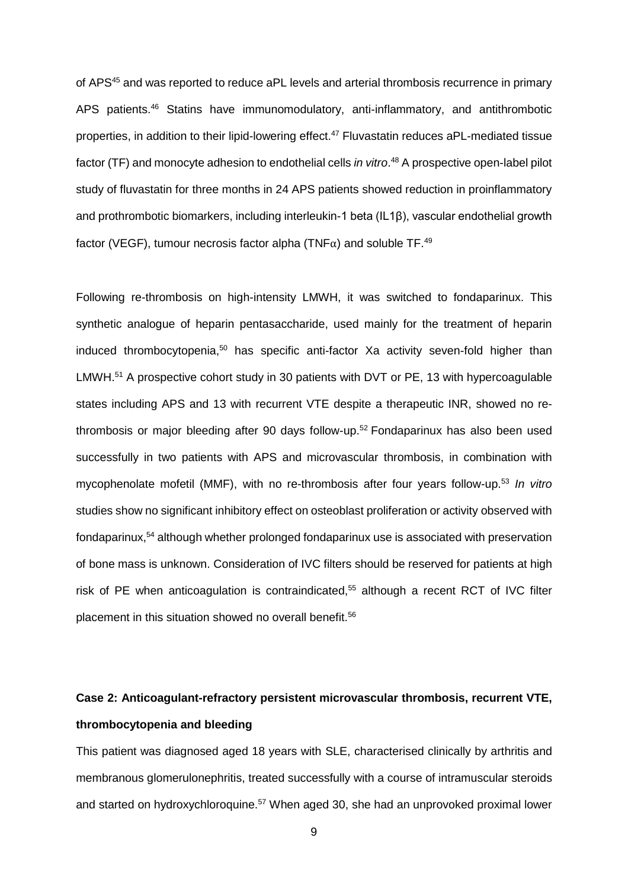of APS[45] and was reported to reduce aPL levels and arterial thrombosis recurrence in primary APS patients.[46] Statins have immunomodulatory, anti-inflammatory, and antithrombotic properties, in addition to their lipid-lowering effect.[47] Fluvastatin reduces aPL-mediated tissue factor (TF) and monocyte adhesion to endothelial cells *in vitro*.[48] A prospective open-label pilot study of fluvastatin for three months in 24 APS patients showed reduction in proinflammatory and prothrombotic biomarkers, including interleukin-1 beta (IL1β), vascular endothelial growth factor (VEGF), tumour necrosis factor alpha (TNFα) and soluble TF.[49]

Following re-thrombosis on high-intensity LMWH, it was switched to fondaparinux. This synthetic analogue of heparin pentasaccharide, used mainly for the treatment of heparin induced thrombocytopenia,[50] has specific anti-factor Xa activity seven-fold higher than LMWH.[51] A prospective cohort study in 30 patients with DVT or PE, 13 with hypercoagulable states including APS and 13 with recurrent VTE despite a therapeutic INR, showed no re-thrombosis or major bleeding after 90 days follow-up.[52] Fondaparinux has also been used successfully in two patients with APS and microvascular thrombosis, in combination with mycophenolate mofetil (MMF), with no re-thrombosis after four years follow-up.[53] *In vitro* studies show no significant inhibitory effect on osteoblast proliferation or activity observed with fondaparinux,[54] although whether prolonged fondaparinux use is associated with preservation of bone mass is unknown. Consideration of IVC filters should be reserved for patients at high risk of PE when anticoagulation is contraindicated,[55] although a recent RCT of IVC filter placement in this situation showed no overall benefit.[56]

**Case 2: Anticoagulant-refractory persistent microvascular thrombosis, recurrent VTE, thrombocytopenia and bleeding**

This patient was diagnosed aged 18 years with SLE, characterised clinically by arthritis and membranous glomerulonephritis, treated successfully with a course of intramuscular steroids and started on hydroxychloroquine.[57] When aged 30, she had an unprovoked proximal lower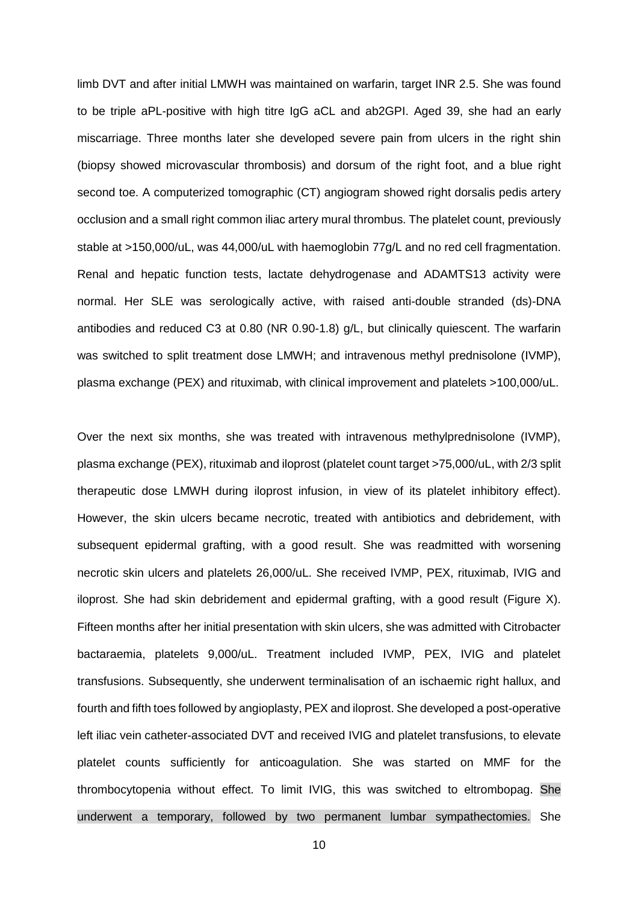limb DVT and after initial LMWH was maintained on warfarin, target INR 2.5. She was found to be triple aPL-positive with high titre IgG aCL and ab2GPI. Aged 39, she had an early miscarriage. Three months later she developed severe pain from ulcers in the right shin (biopsy showed microvascular thrombosis) and dorsum of the right foot, and a blue right second toe. A computerized tomographic (CT) angiogram showed right dorsalis pedis artery occlusion and a small right common iliac artery mural thrombus. The platelet count, previously stable at >150,000/uL, was 44,000/uL with haemoglobin 77g/L and no red cell fragmentation. Renal and hepatic function tests, lactate dehydrogenase and ADAMTS13 activity were normal. Her SLE was serologically active, with raised anti-double stranded (ds)-DNA antibodies and reduced C3 at 0.80 (NR 0.90-1.8) g/L, but clinically quiescent. The warfarin was switched to split treatment dose LMWH; and intravenous methyl prednisolone (IVMP), plasma exchange (PEX) and rituximab, with clinical improvement and platelets >100,000/uL.

Over the next six months, she was treated with intravenous methylprednisolone (IVMP), plasma exchange (PEX), rituximab and iloprost (platelet count target >75,000/uL, with 2/3 split therapeutic dose LMWH during iloprost infusion, in view of its platelet inhibitory effect). However, the skin ulcers became necrotic, treated with antibiotics and debridement, with subsequent epidermal grafting, with a good result. She was readmitted with worsening necrotic skin ulcers and platelets 26,000/uL. She received IVMP, PEX, rituximab, IVIG and iloprost. She had skin debridement and epidermal grafting, with a good result (Figure X). Fifteen months after her initial presentation with skin ulcers, she was admitted with Citrobacter bactaraemia, platelets 9,000/uL. Treatment included IVMP, PEX, IVIG and platelet transfusions. Subsequently, she underwent terminalisation of an ischaemic right hallux, and fourth and fifth toes followed by angioplasty, PEX and iloprost. She developed a post-operative left iliac vein catheter-associated DVT and received IVIG and platelet transfusions, to elevate platelet counts sufficiently for anticoagulation. She was started on MMF for the thrombocytopenia without effect. To limit IVIG, this was switched to eltrombopag. She underwent a temporary, followed by two permanent lumbar sympathectomies. She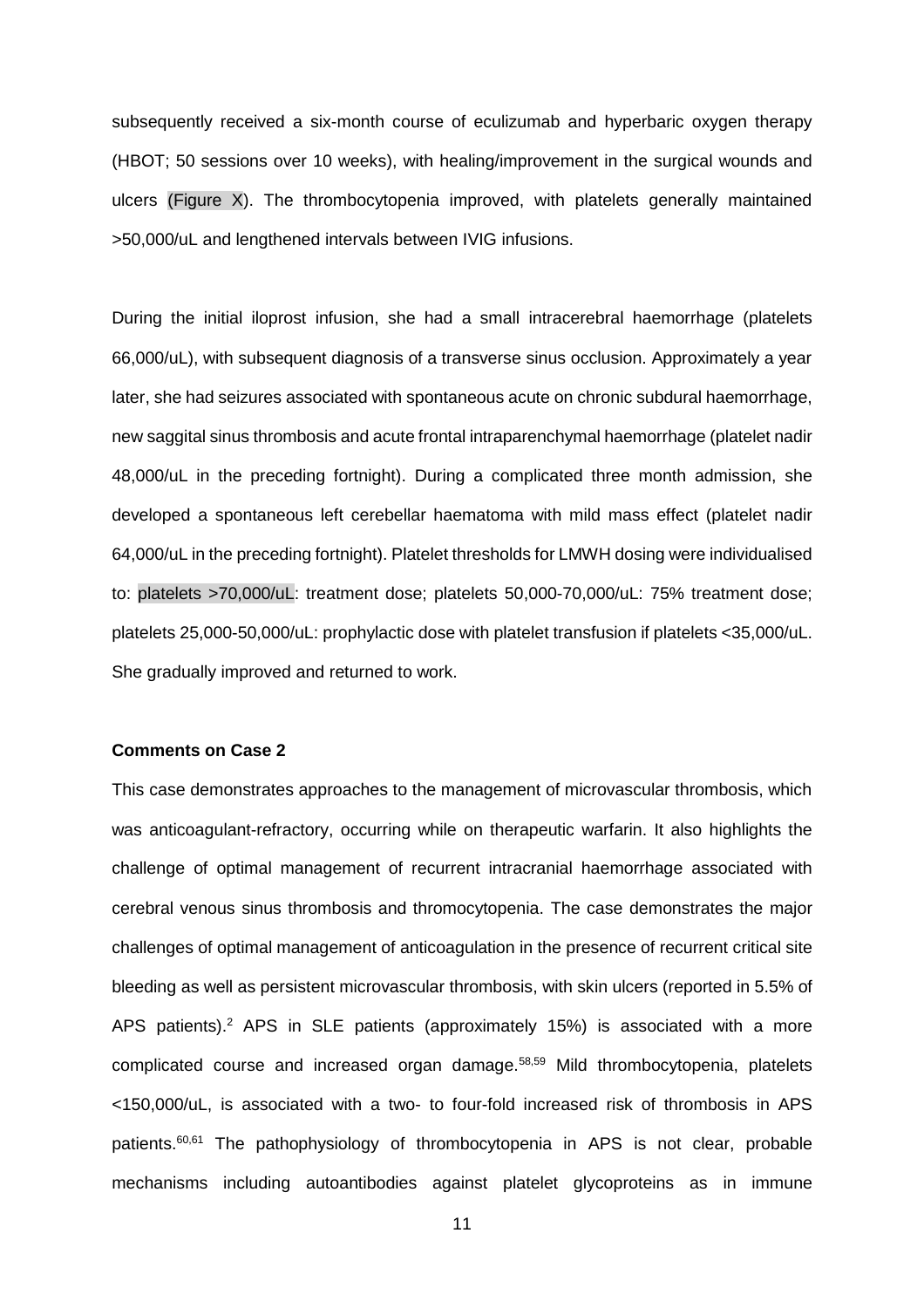subsequently received a six-month course of eculizumab and hyperbaric oxygen therapy (HBOT; 50 sessions over 10 weeks), with healing/improvement in the surgical wounds and ulcers (Figure X). The thrombocytopenia improved, with platelets generally maintained >50,000/uL and lengthened intervals between IVIG infusions.

During the initial iloprost infusion, she had a small intracerebral haemorrhage (platelets 66,000/uL), with subsequent diagnosis of a transverse sinus occlusion. Approximately a year later, she had seizures associated with spontaneous acute on chronic subdural haemorrhage, new saggital sinus thrombosis and acute frontal intraparenchymal haemorrhage (platelet nadir 48,000/uL in the preceding fortnight). During a complicated three month admission, she developed a spontaneous left cerebellar haematoma with mild mass effect (platelet nadir 64,000/uL in the preceding fortnight). Platelet thresholds for LMWH dosing were individualised to: platelets >70,000/uL: treatment dose; platelets 50,000-70,000/uL: 75% treatment dose; platelets 25,000-50,000/uL: prophylactic dose with platelet transfusion if platelets <35,000/uL. She gradually improved and returned to work.

**Comments on Case 2**

This case demonstrates approaches to the management of microvascular thrombosis, which was anticoagulant-refractory, occurring while on therapeutic warfarin. It also highlights the challenge of optimal management of recurrent intracranial haemorrhage associated with cerebral venous sinus thrombosis and thromocytopenia. The case demonstrates the major challenges of optimal management of anticoagulation in the presence of recurrent critical site bleeding as well as persistent microvascular thrombosis, with skin ulcers (reported in 5.5% of APS patients).[2] APS in SLE patients (approximately 15%) is associated with a more complicated course and increased organ damage.[58,59] Mild thrombocytopenia, platelets <150,000/uL, is associated with a two- to four-fold increased risk of thrombosis in APS patients.[60,61] The pathophysiology of thrombocytopenia in APS is not clear, probable mechanisms including autoantibodies against platelet glycoproteins as in immune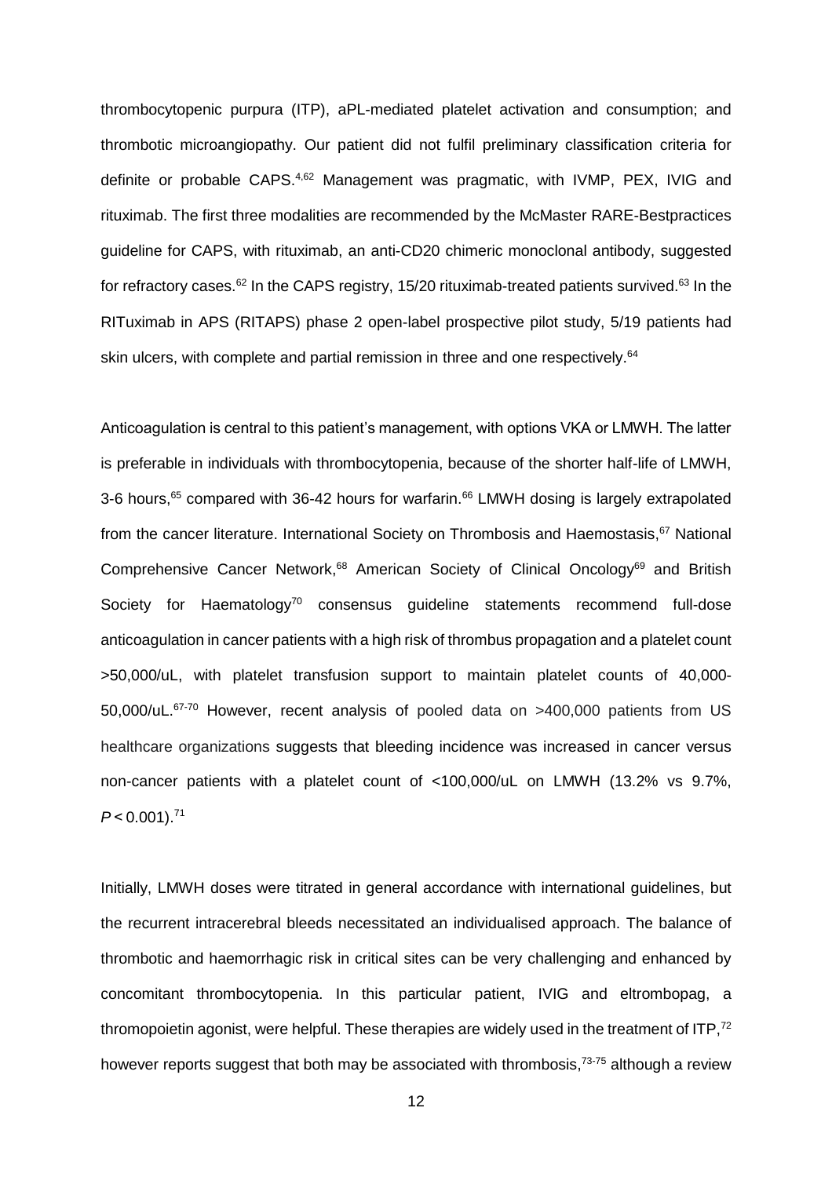thrombocytopenic purpura (ITP), aPL-mediated platelet activation and consumption; and thrombotic microangiopathy. Our patient did not fulfil preliminary classification criteria for definite or probable CAPS.[4,62] Management was pragmatic, with IVMP, PEX, IVIG and rituximab. The first three modalities are recommended by the McMaster RARE-Bestpractices guideline for CAPS, with rituximab, an anti-CD20 chimeric monoclonal antibody, suggested for refractory cases.[62] In the CAPS registry, 15/20 rituximab-treated patients survived.[63] In the RITuximab in APS (RITAPS) phase 2 open-label prospective pilot study, 5/19 patients had skin ulcers, with complete and partial remission in three and one respectively.[64]

Anticoagulation is central to this patient's management, with options VKA or LMWH. The latter is preferable in individuals with thrombocytopenia, because of the shorter half-life of LMWH, 3-6 hours,[65] compared with 36-42 hours for warfarin.[66] LMWH dosing is largely extrapolated from the cancer literature. International Society on Thrombosis and Haemostasis,[67] National Comprehensive Cancer Network,[68] American Society of Clinical Oncology[69] and British Society for Haematology[70] consensus guideline statements recommend full-dose anticoagulation in cancer patients with a high risk of thrombus propagation and a platelet count >50,000/uL, with platelet transfusion support to maintain platelet counts of 40,000-50,000/uL.[67-70] However, recent analysis of pooled data on >400,000 patients from US healthcare organizations suggests that bleeding incidence was increased in cancer versus non-cancer patients with a platelet count of <100,000/uL on LMWH (13.2% vs 9.7%, $P < 0.001$).[71]

Initially, LMWH doses were titrated in general accordance with international guidelines, but the recurrent intracerebral bleeds necessitated an individualised approach. The balance of thrombotic and haemorrhagic risk in critical sites can be very challenging and enhanced by concomitant thrombocytopenia. In this particular patient, IVIG and eltrombopag, a thromopoietin agonist, were helpful. These therapies are widely used in the treatment of ITP,[72] however reports suggest that both may be associated with thrombosis,[73-75] although a review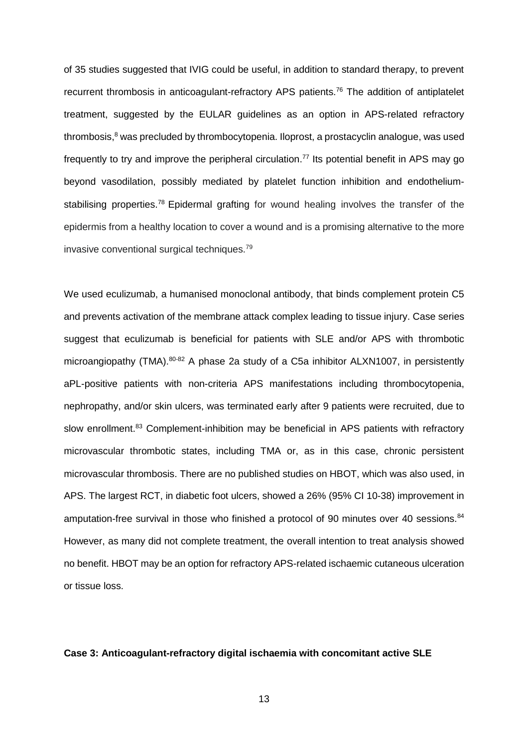of 35 studies suggested that IVIG could be useful, in addition to standard therapy, to prevent recurrent thrombosis in anticoagulant-refractory APS patients.[76] The addition of antiplatelet treatment, suggested by the EULAR guidelines as an option in APS-related refractory thrombosis,[8] was precluded by thrombocytopenia. Iloprost, a prostacyclin analogue, was used frequently to try and improve the peripheral circulation.[77] Its potential benefit in APS may go beyond vasodilation, possibly mediated by platelet function inhibition and endothelium-stabilising properties.[78] Epidermal grafting for wound healing involves the transfer of the epidermis from a healthy location to cover a wound and is a promising alternative to the more invasive conventional surgical techniques.[79]

We used eculizumab, a humanised monoclonal antibody, that binds complement protein C5 and prevents activation of the membrane attack complex leading to tissue injury. Case series suggest that eculizumab is beneficial for patients with SLE and/or APS with thrombotic microangiopathy (TMA).[80-82] A phase 2a study of a C5a inhibitor ALXN1007, in persistently aPL-positive patients with non-criteria APS manifestations including thrombocytopenia, nephropathy, and/or skin ulcers, was terminated early after 9 patients were recruited, due to slow enrollment.[83] Complement-inhibition may be beneficial in APS patients with refractory microvascular thrombotic states, including TMA or, as in this case, chronic persistent microvascular thrombosis. There are no published studies on HBOT, which was also used, in APS. The largest RCT, in diabetic foot ulcers, showed a 26% (95% CI 10-38) improvement in amputation-free survival in those who finished a protocol of 90 minutes over 40 sessions.[84] However, as many did not complete treatment, the overall intention to treat analysis showed no benefit. HBOT may be an option for refractory APS-related ischaemic cutaneous ulceration or tissue loss.

**Case 3: Anticoagulant-refractory digital ischaemia with concomitant active SLE**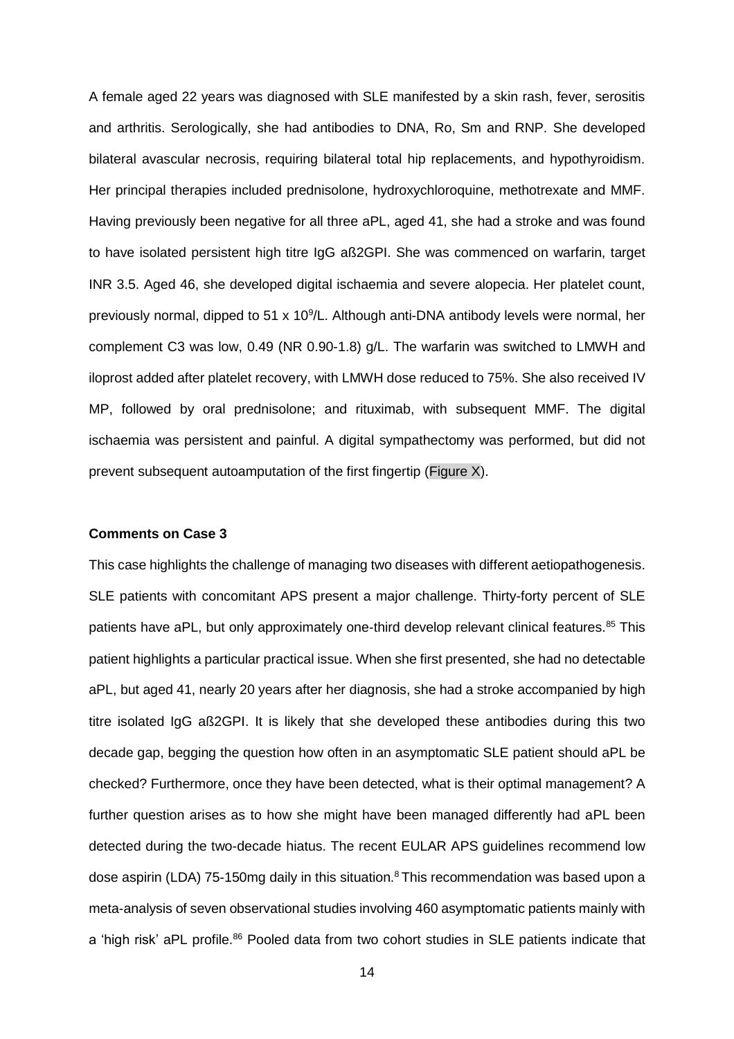A female aged 22 years was diagnosed with SLE manifested by a skin rash, fever, serositis and arthritis. Serologically, she had antibodies to DNA, Ro, Sm and RNP. She developed bilateral avascular necrosis, requiring bilateral total hip replacements, and hypothyroidism. Her principal therapies included prednisolone, hydroxychloroquine, methotrexate and MMF. Having previously been negative for all three aPL, aged 41, she had a stroke and was found to have isolated persistent high titre IgG aß2GPI. She was commenced on warfarin, target INR 3.5. Aged 46, she developed digital ischaemia and severe alopecia. Her platelet count, previously normal, dipped to 51 x $10^9$/L. Although anti-DNA antibody levels were normal, her complement C3 was low, 0.49 (NR 0.90-1.8) g/L. The warfarin was switched to LMWH and iloprost added after platelet recovery, with LMWH dose reduced to 75%. She also received IV MP, followed by oral prednisolone; and rituximab, with subsequent MMF. The digital ischaemia was persistent and painful. A digital sympathectomy was performed, but did not prevent subsequent autoamputation of the first fingertip (Figure X).

**Comments on Case 3**

This case highlights the challenge of managing two diseases with different aetiopathogenesis. SLE patients with concomitant APS present a major challenge. Thirty-forty percent of SLE patients have aPL, but only approximately one-third develop relevant clinical features.[85] This patient highlights a particular practical issue. When she first presented, she had no detectable aPL, but aged 41, nearly 20 years after her diagnosis, she had a stroke accompanied by high titre isolated IgG aß2GPI. It is likely that she developed these antibodies during this two decade gap, begging the question how often in an asymptomatic SLE patient should aPL be checked? Furthermore, once they have been detected, what is their optimal management? A further question arises as to how she might have been managed differently had aPL been detected during the two-decade hiatus. The recent EULAR APS guidelines recommend low dose aspirin (LDA) 75-150mg daily in this situation.[8] This recommendation was based upon a meta-analysis of seven observational studies involving 460 asymptomatic patients mainly with a 'high risk' aPL profile.[86] Pooled data from two cohort studies in SLE patients indicate that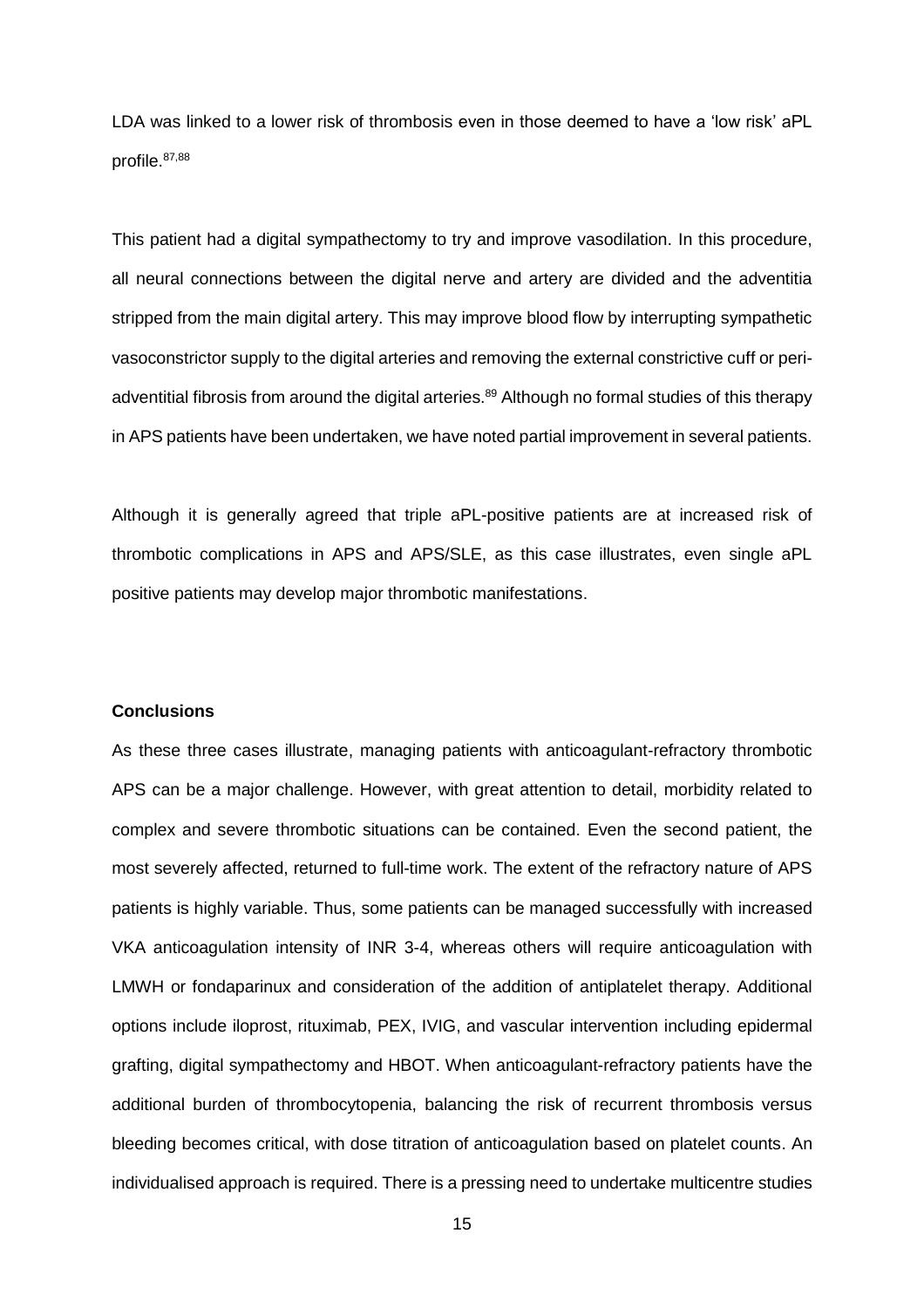LDA was linked to a lower risk of thrombosis even in those deemed to have a 'low risk' aPL profile.[87,88]

This patient had a digital sympathectomy to try and improve vasodilation. In this procedure, all neural connections between the digital nerve and artery are divided and the adventitia stripped from the main digital artery. This may improve blood flow by interrupting sympathetic vasoconstrictor supply to the digital arteries and removing the external constrictive cuff or peri-adventitial fibrosis from around the digital arteries.[89] Although no formal studies of this therapy in APS patients have been undertaken, we have noted partial improvement in several patients.

Although it is generally agreed that triple aPL-positive patients are at increased risk of thrombotic complications in APS and APS/SLE, as this case illustrates, even single aPL positive patients may develop major thrombotic manifestations.

**Conclusions**

As these three cases illustrate, managing patients with anticoagulant-refractory thrombotic APS can be a major challenge. However, with great attention to detail, morbidity related to complex and severe thrombotic situations can be contained. Even the second patient, the most severely affected, returned to full-time work. The extent of the refractory nature of APS patients is highly variable. Thus, some patients can be managed successfully with increased VKA anticoagulation intensity of INR 3-4, whereas others will require anticoagulation with LMWH or fondaparinux and consideration of the addition of antiplatelet therapy. Additional options include iloprost, rituximab, PEX, IVIG, and vascular intervention including epidermal grafting, digital sympathectomy and HBOT. When anticoagulant-refractory patients have the additional burden of thrombocytopenia, balancing the risk of recurrent thrombosis versus bleeding becomes critical, with dose titration of anticoagulation based on platelet counts. An individualised approach is required. There is a pressing need to undertake multicentre studies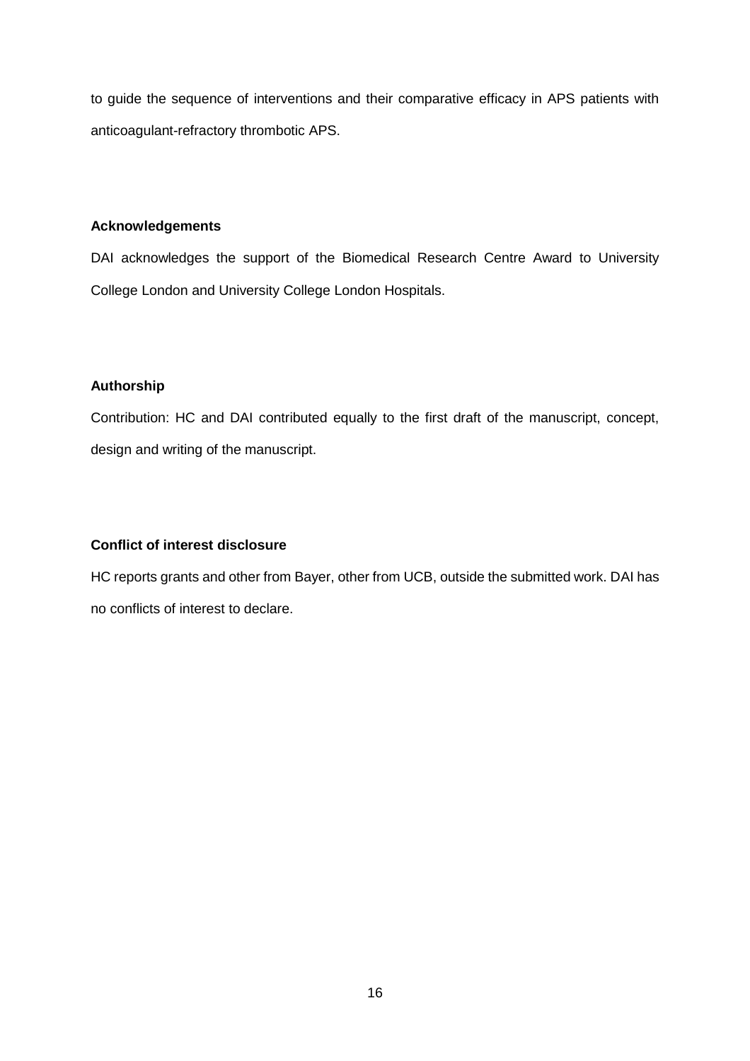to guide the sequence of interventions and their comparative efficacy in APS patients with anticoagulant-refractory thrombotic APS.

**Acknowledgements**

DAI acknowledges the support of the Biomedical Research Centre Award to University College London and University College London Hospitals.

**Authorship**

Contribution: HC and DAI contributed equally to the first draft of the manuscript, concept, design and writing of the manuscript.

**Conflict of interest disclosure**

HC reports grants and other from Bayer, other from UCB, outside the submitted work. DAI has no conflicts of interest to declare.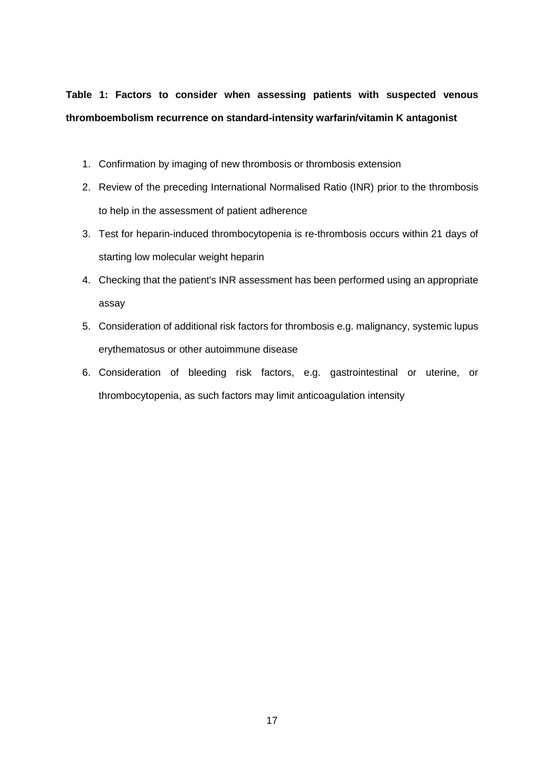**Table 1: Factors to consider when assessing patients with suspected venous thromboembolism recurrence on standard-intensity warfarin/vitamin K antagonist**

1. Confirmation by imaging of new thrombosis or thrombosis extension
2. Review of the preceding International Normalised Ratio (INR) prior to the thrombosis to help in the assessment of patient adherence
3. Test for heparin-induced thrombocytopenia is re-thrombosis occurs within 21 days of starting low molecular weight heparin
4. Checking that the patient's INR assessment has been performed using an appropriate assay
5. Consideration of additional risk factors for thrombosis e.g. malignancy, systemic lupus erythematosus or other autoimmune disease
6. Consideration of bleeding risk factors, e.g. gastrointestinal or uterine, or thrombocytopenia, as such factors may limit anticoagulation intensity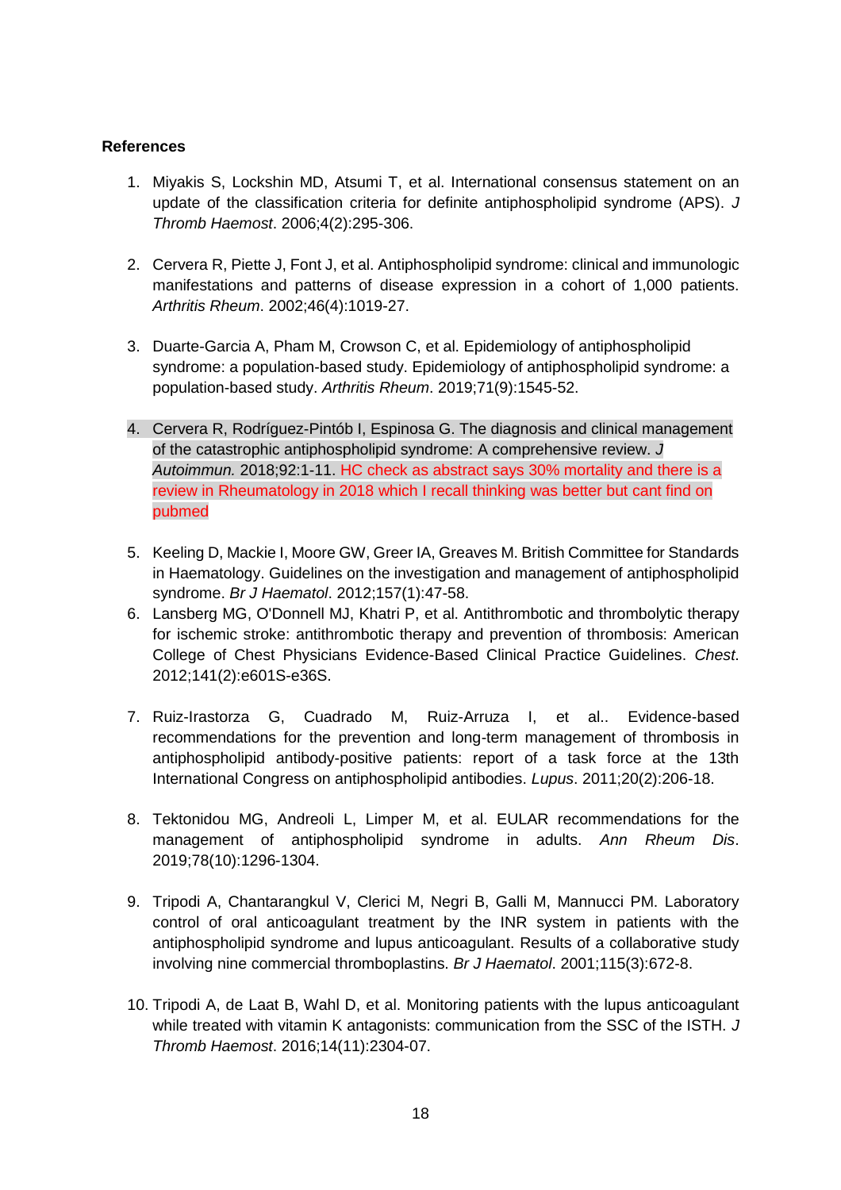**References**

1. Miyakis S, Lockshin MD, Atsumi T, et al. International consensus statement on an update of the classification criteria for definite antiphospholipid syndrome (APS). *J Thromb Haemost*. 2006;4(2):295-306.

2. Cervera R, Piette J, Font J, et al. Antiphospholipid syndrome: clinical and immunologic manifestations and patterns of disease expression in a cohort of 1,000 patients. *Arthritis Rheum*. 2002;46(4):1019-27.

3. Duarte-Garcia A, Pham M, Crowson C, et al. Epidemiology of antiphospholipid syndrome: a population-based study. Epidemiology of antiphospholipid syndrome: a population-based study. *Arthritis Rheum*. 2019;71(9):1545-52.

4. Cervera R, Rodríguez-Pintób I, Espinosa G. The diagnosis and clinical management of the catastrophic antiphospholipid syndrome: A comprehensive review. *J Autoimmun.* 2018;92:1-11. HC check as abstract says 30% mortality and there is a review in Rheumatology in 2018 which I recall thinking was better but cant find on pubmed

5. Keeling D, Mackie I, Moore GW, Greer IA, Greaves M. British Committee for Standards in Haematology. Guidelines on the investigation and management of antiphospholipid syndrome. *Br J Haematol*. 2012;157(1):47-58.
6. Lansberg MG, O'Donnell MJ, Khatri P, et al. Antithrombotic and thrombolytic therapy for ischemic stroke: antithrombotic therapy and prevention of thrombosis: American College of Chest Physicians Evidence-Based Clinical Practice Guidelines. *Chest*. 2012;141(2):e601S-e36S.

7. Ruiz-Irastorza G, Cuadrado M, Ruiz-Arruza I, et al.. Evidence-based recommendations for the prevention and long-term management of thrombosis in antiphospholipid antibody-positive patients: report of a task force at the 13th International Congress on antiphospholipid antibodies. *Lupus*. 2011;20(2):206-18.

8. Tektonidou MG, Andreoli L, Limper M, et al. EULAR recommendations for the management of antiphospholipid syndrome in adults. *Ann Rheum Dis*. 2019;78(10):1296-1304.

9. Tripodi A, Chantarangkul V, Clerici M, Negri B, Galli M, Mannucci PM. Laboratory control of oral anticoagulant treatment by the INR system in patients with the antiphospholipid syndrome and lupus anticoagulant. Results of a collaborative study involving nine commercial thromboplastins. *Br J Haematol*. 2001;115(3):672-8.

10. Tripodi A, de Laat B, Wahl D, et al. Monitoring patients with the lupus anticoagulant while treated with vitamin K antagonists: communication from the SSC of the ISTH. *J Thromb Haemost*. 2016;14(11):2304-07.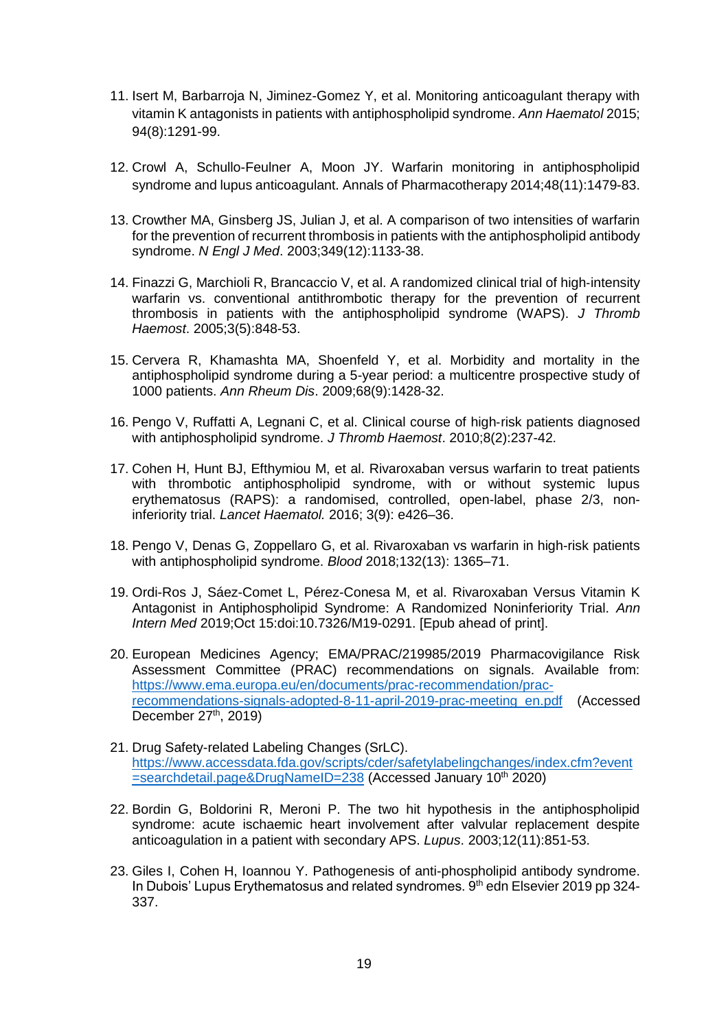11. Isert M, Barbarroja N, Jiminez-Gomez Y, et al. Monitoring anticoagulant therapy with vitamin K antagonists in patients with antiphospholipid syndrome. *Ann Haematol* 2015; 94(8):1291-99.

12. Crowl A, Schullo-Feulner A, Moon JY. Warfarin monitoring in antiphospholipid syndrome and lupus anticoagulant. Annals of Pharmacotherapy 2014;48(11):1479-83.

13. Crowther MA, Ginsberg JS, Julian J, et al. A comparison of two intensities of warfarin for the prevention of recurrent thrombosis in patients with the antiphospholipid antibody syndrome. *N Engl J Med*. 2003;349(12):1133-38.

14. Finazzi G, Marchioli R, Brancaccio V, et al. A randomized clinical trial of high-intensity warfarin vs. conventional antithrombotic therapy for the prevention of recurrent thrombosis in patients with the antiphospholipid syndrome (WAPS). *J Thromb Haemost*. 2005;3(5):848-53.

15. Cervera R, Khamashta MA, Shoenfeld Y, et al. Morbidity and mortality in the antiphospholipid syndrome during a 5-year period: a multicentre prospective study of 1000 patients. *Ann Rheum Dis*. 2009;68(9):1428-32.

16. Pengo V, Ruffatti A, Legnani C, et al. Clinical course of high-risk patients diagnosed with antiphospholipid syndrome. *J Thromb Haemost*. 2010;8(2):237-42.

17. Cohen H, Hunt BJ, Efthymiou M, et al. Rivaroxaban versus warfarin to treat patients with thrombotic antiphospholipid syndrome, with or without systemic lupus erythematosus (RAPS): a randomised, controlled, open-label, phase 2/3, non-inferiority trial. *Lancet Haematol.* 2016; 3(9): e426–36.

18. Pengo V, Denas G, Zoppellaro G, et al. Rivaroxaban vs warfarin in high-risk patients with antiphospholipid syndrome. *Blood* 2018;132(13): 1365–71.

19. Ordi-Ros J, Sáez-Comet L, Pérez-Conesa M, et al. Rivaroxaban Versus Vitamin K Antagonist in Antiphospholipid Syndrome: A Randomized Noninferiority Trial. *Ann Intern Med* 2019;Oct 15:doi:10.7326/M19-0291. [Epub ahead of print].

20. European Medicines Agency; EMA/PRAC/219985/2019 Pharmacovigilance Risk Assessment Committee (PRAC) recommendations on signals. Available from: [https://www.ema.europa.eu/en/documents/prac-recommendation/prac-recommendations-signals-adopted-8-11-april-2019-prac-meeting_en.pdf](https://www.ema.europa.eu/en/documents/prac-recommendation/prac-recommendations-signals-adopted-8-11-april-2019-prac-meeting_en.pdf) (Accessed December 27th, 2019)

21. Drug Safety-related Labeling Changes (SrLC). [https://www.accessdata.fda.gov/scripts/cder/safetylabelingchanges/index.cfm?event=searchdetail.page&DrugNameID=238](https://www.accessdata.fda.gov/scripts/cder/safetylabelingchanges/index.cfm?event=searchdetail.page&DrugNameID=238) (Accessed January 10th 2020)

22. Bordin G, Boldorini R, Meroni P. The two hit hypothesis in the antiphospholipid syndrome: acute ischaemic heart involvement after valvular replacement despite anticoagulation in a patient with secondary APS. *Lupus*. 2003;12(11):851-53.

23. Giles I, Cohen H, Ioannou Y. Pathogenesis of anti-phospholipid antibody syndrome. In Dubois' Lupus Erythematosus and related syndromes. 9th edn Elsevier 2019 pp 324-337.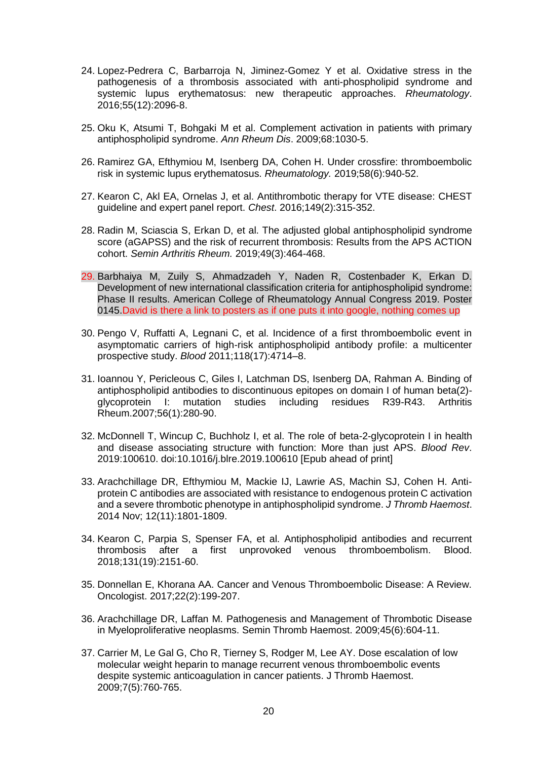24. Lopez-Pedrera C, Barbarroja N, Jiminez-Gomez Y et al. Oxidative stress in the pathogenesis of a thrombosis associated with anti-phospholipid syndrome and systemic lupus erythematosus: new therapeutic approaches. *Rheumatology*. 2016;55(12):2096-8.

25. Oku K, Atsumi T, Bohgaki M et al. Complement activation in patients with primary antiphospholipid syndrome. *Ann Rheum Dis*. 2009;68:1030-5.

26. Ramirez GA, Efthymiou M, Isenberg DA, Cohen H. Under crossfire: thromboembolic risk in systemic lupus erythematosus. *Rheumatology.* 2019;58(6):940-52.

27. Kearon C, Akl EA, Ornelas J, et al. Antithrombotic therapy for VTE disease: CHEST guideline and expert panel report. *Chest*. 2016;149(2):315-352.

28. Radin M, Sciascia S, Erkan D, et al. The adjusted global antiphospholipid syndrome score (aGAPSS) and the risk of recurrent thrombosis: Results from the APS ACTION cohort. *Semin Arthritis Rheum.* 2019;49(3):464-468.

29. Barbhaiya M, Zuily S, Ahmadzadeh Y, Naden R, Costenbader K, Erkan D. Development of new international classification criteria for antiphospholipid syndrome: Phase II results. American College of Rheumatology Annual Congress 2019. Poster 0145.David is there a link to posters as if one puts it into google, nothing comes up

30. Pengo V, Ruffatti A, Legnani C, et al. Incidence of a first thromboembolic event in asymptomatic carriers of high-risk antiphospholipid antibody profile: a multicenter prospective study. *Blood* 2011;118(17):4714–8.

31. Ioannou Y, Pericleous C, Giles I, Latchman DS, Isenberg DA, Rahman A. Binding of antiphospholipid antibodies to discontinuous epitopes on domain I of human beta(2)-glycoprotein I: mutation studies including residues R39-R43. Arthritis Rheum.2007;56(1):280-90.

32. McDonnell T, Wincup C, Buchholz I, et al. The role of beta-2-glycoprotein I in health and disease associating structure with function: More than just APS. *Blood Rev*. 2019:100610. doi:10.1016/j.blre.2019.100610 [Epub ahead of print]

33. Arachchillage DR, Efthymiou M, Mackie IJ, Lawrie AS, Machin SJ, Cohen H. Anti-protein C antibodies are associated with resistance to endogenous protein C activation and a severe thrombotic phenotype in antiphospholipid syndrome. *J Thromb Haemost*. 2014 Nov; 12(11):1801-1809.

34. Kearon C, Parpia S, Spenser FA, et al. Antiphospholipid antibodies and recurrent thrombosis after a first unprovoked venous thromboembolism. Blood. 2018;131(19):2151-60.

35. Donnellan E, Khorana AA. Cancer and Venous Thromboembolic Disease: A Review. Oncologist. 2017;22(2):199-207.

36. Arachchillage DR, Laffan M. Pathogenesis and Management of Thrombotic Disease in Myeloproliferative neoplasms. Semin Thromb Haemost. 2009;45(6):604-11.

37. Carrier M, Le Gal G, Cho R, Tierney S, Rodger M, Lee AY. Dose escalation of low molecular weight heparin to manage recurrent venous thromboembolic events despite systemic anticoagulation in cancer patients. J Thromb Haemost. 2009;7(5):760-765.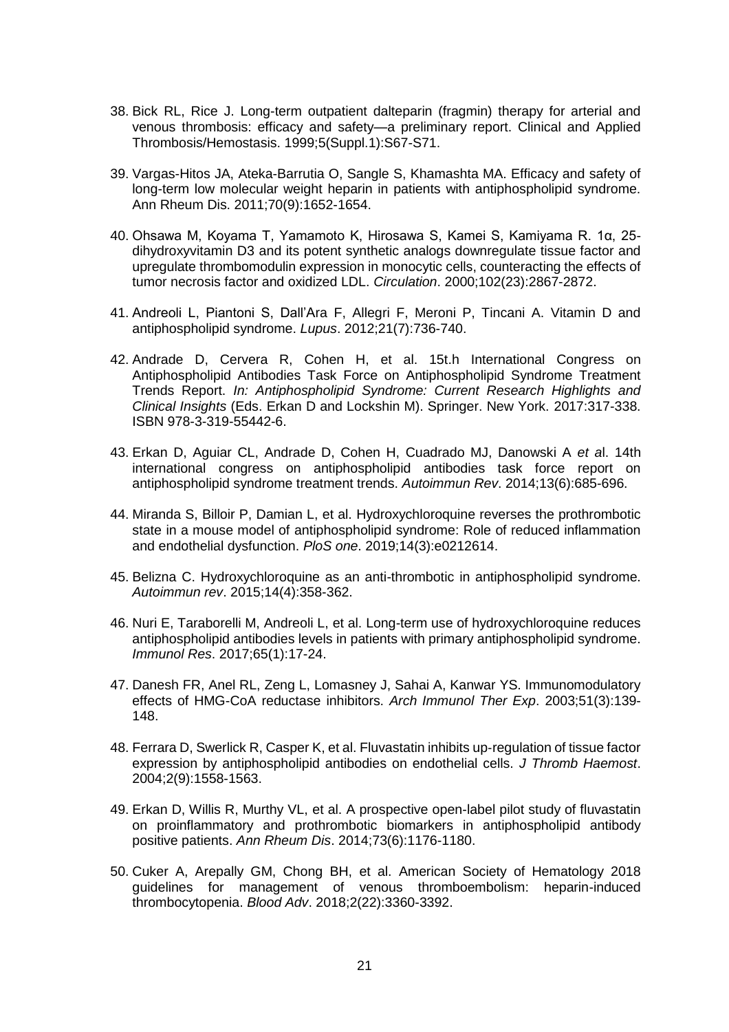38. Bick RL, Rice J. Long-term outpatient dalteparin (fragmin) therapy for arterial and venous thrombosis: efficacy and safety—a preliminary report. Clinical and Applied Thrombosis/Hemostasis. 1999;5(Suppl.1):S67-S71.

39. Vargas-Hitos JA, Ateka-Barrutia O, Sangle S, Khamashta MA. Efficacy and safety of long-term low molecular weight heparin in patients with antiphospholipid syndrome. Ann Rheum Dis. 2011;70(9):1652-1654.

40. Ohsawa M, Koyama T, Yamamoto K, Hirosawa S, Kamei S, Kamiyama R. 1α, 25-dihydroxyvitamin D3 and its potent synthetic analogs downregulate tissue factor and upregulate thrombomodulin expression in monocytic cells, counteracting the effects of tumor necrosis factor and oxidized LDL. *Circulation*. 2000;102(23):2867-2872.

41. Andreoli L, Piantoni S, Dall'Ara F, Allegri F, Meroni P, Tincani A. Vitamin D and antiphospholipid syndrome. *Lupus*. 2012;21(7):736-740.

42. Andrade D, Cervera R, Cohen H, et al. 15t.h International Congress on Antiphospholipid Antibodies Task Force on Antiphospholipid Syndrome Treatment Trends Report. *In: Antiphospholipid Syndrome: Current Research Highlights and Clinical Insights* (Eds. Erkan D and Lockshin M). Springer. New York. 2017:317-338. ISBN 978-3-319-55442-6.

43. Erkan D, Aguiar CL, Andrade D, Cohen H, Cuadrado MJ, Danowski A *et a*l. 14th international congress on antiphospholipid antibodies task force report on antiphospholipid syndrome treatment trends. *Autoimmun Rev*. 2014;13(6):685-696.

44. Miranda S, Billoir P, Damian L, et al. Hydroxychloroquine reverses the prothrombotic state in a mouse model of antiphospholipid syndrome: Role of reduced inflammation and endothelial dysfunction. *PloS one*. 2019;14(3):e0212614.

45. Belizna C. Hydroxychloroquine as an anti-thrombotic in antiphospholipid syndrome. *Autoimmun rev*. 2015;14(4):358-362.

46. Nuri E, Taraborelli M, Andreoli L, et al. Long-term use of hydroxychloroquine reduces antiphospholipid antibodies levels in patients with primary antiphospholipid syndrome. *Immunol Res*. 2017;65(1):17-24.

47. Danesh FR, Anel RL, Zeng L, Lomasney J, Sahai A, Kanwar YS. Immunomodulatory effects of HMG-CoA reductase inhibitors. *Arch Immunol Ther Exp*. 2003;51(3):139-148.

48. Ferrara D, Swerlick R, Casper K, et al. Fluvastatin inhibits up-regulation of tissue factor expression by antiphospholipid antibodies on endothelial cells. *J Thromb Haemost*. 2004;2(9):1558-1563.

49. Erkan D, Willis R, Murthy VL, et al. A prospective open-label pilot study of fluvastatin on proinflammatory and prothrombotic biomarkers in antiphospholipid antibody positive patients. *Ann Rheum Dis*. 2014;73(6):1176-1180.

50. Cuker A, Arepally GM, Chong BH, et al. American Society of Hematology 2018 guidelines for management of venous thromboembolism: heparin-induced thrombocytopenia. *Blood Adv*. 2018;2(22):3360-3392.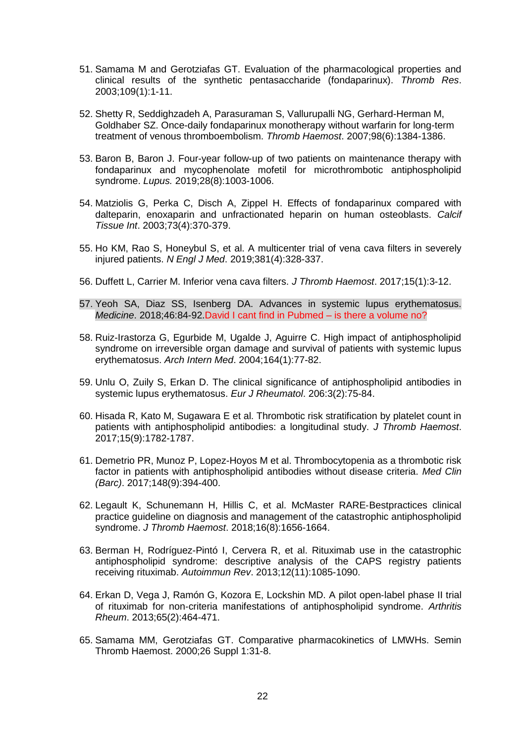51. Samama M and Gerotziafas GT. Evaluation of the pharmacological properties and clinical results of the synthetic pentasaccharide (fondaparinux). *Thromb Res*. 2003;109(1):1-11.

52. Shetty R, Seddighzadeh A, Parasuraman S, Vallurupalli NG, Gerhard-Herman M, Goldhaber SZ. Once-daily fondaparinux monotherapy without warfarin for long-term treatment of venous thromboembolism. *Thromb Haemost*. 2007;98(6):1384-1386.

53. Baron B, Baron J. Four-year follow-up of two patients on maintenance therapy with fondaparinux and mycophenolate mofetil for microthrombotic antiphospholipid syndrome. *Lupus.* 2019;28(8):1003-1006.

54. Matziolis G, Perka C, Disch A, Zippel H. Effects of fondaparinux compared with dalteparin, enoxaparin and unfractionated heparin on human osteoblasts. *Calcif Tissue Int*. 2003;73(4):370-379.

55. Ho KM, Rao S, Honeybul S, et al. A multicenter trial of vena cava filters in severely injured patients. *N Engl J Med*. 2019;381(4):328-337.

56. Duffett L, Carrier M. Inferior vena cava filters. *J Thromb Haemost*. 2017;15(1):3-12.

57. Yeoh SA, Diaz SS, Isenberg DA. Advances in systemic lupus erythematosus. *Medicine*. 2018;46:84-92.David I cant find in Pubmed – is there a volume no?

58. Ruiz-Irastorza G, Egurbide M, Ugalde J, Aguirre C. High impact of antiphospholipid syndrome on irreversible organ damage and survival of patients with systemic lupus erythematosus. *Arch Intern Med*. 2004;164(1):77-82.

59. Unlu O, Zuily S, Erkan D. The clinical significance of antiphospholipid antibodies in systemic lupus erythematosus. *Eur J Rheumatol*. 206:3(2):75-84.

60. Hisada R, Kato M, Sugawara E et al. Thrombotic risk stratification by platelet count in patients with antiphospholipid antibodies: a longitudinal study. *J Thromb Haemost*. 2017;15(9):1782-1787.

61. Demetrio PR, Munoz P, Lopez-Hoyos M et al. Thrombocytopenia as a thrombotic risk factor in patients with antiphospholipid antibodies without disease criteria. *Med Clin (Barc)*. 2017;148(9):394-400.

62. Legault K, Schunemann H, Hillis C, et al. McMaster RARE-Bestpractices clinical practice guideline on diagnosis and management of the catastrophic antiphospholipid syndrome. *J Thromb Haemost*. 2018;16(8):1656-1664.

63. Berman H, Rodríguez-Pintó I, Cervera R, et al. Rituximab use in the catastrophic antiphospholipid syndrome: descriptive analysis of the CAPS registry patients receiving rituximab. *Autoimmun Rev*. 2013;12(11):1085-1090.

64. Erkan D, Vega J, Ramón G, Kozora E, Lockshin MD. A pilot open-label phase II trial of rituximab for non-criteria manifestations of antiphospholipid syndrome. *Arthritis Rheum*. 2013;65(2):464-471.

65. Samama MM, Gerotziafas GT. Comparative pharmacokinetics of LMWHs. Semin Thromb Haemost. 2000;26 Suppl 1:31-8.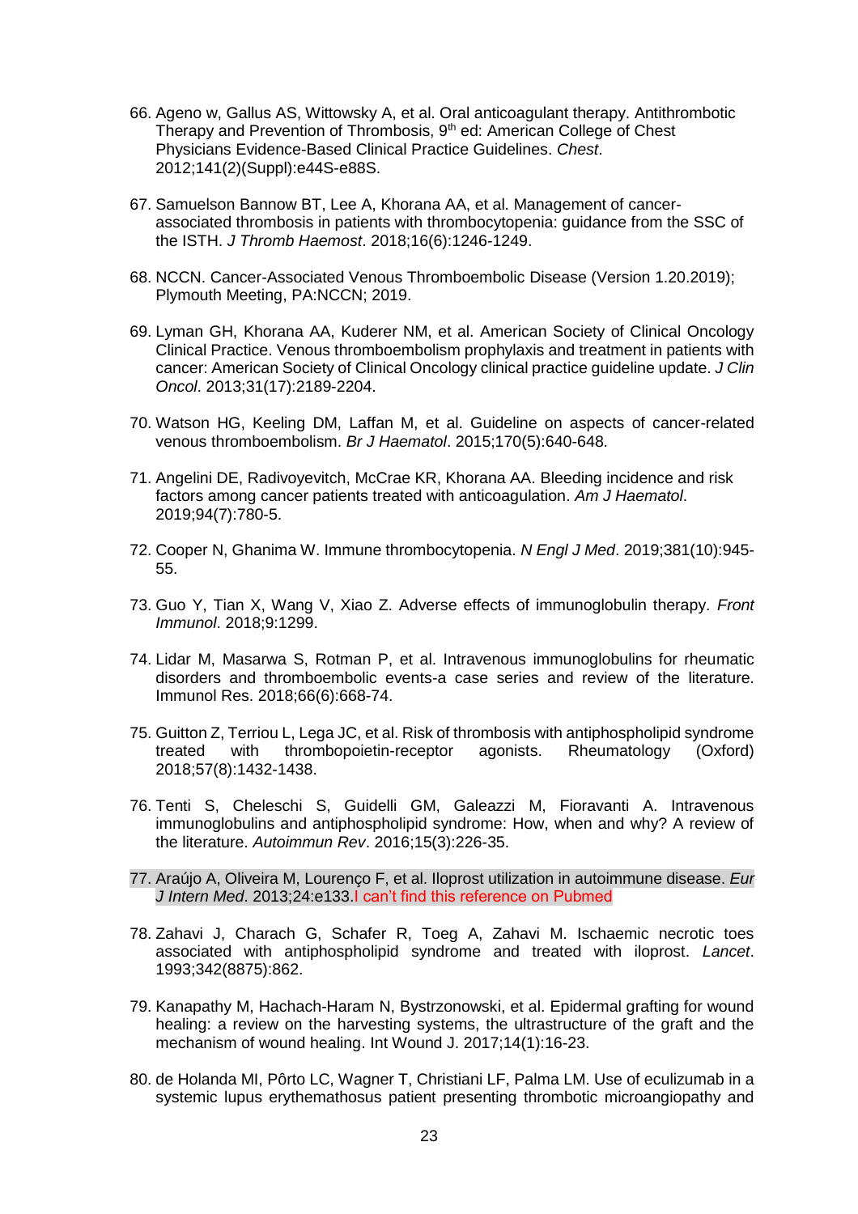66. Ageno w, Gallus AS, Wittowsky A, et al. Oral anticoagulant therapy. Antithrombotic Therapy and Prevention of Thrombosis, 9th ed: American College of Chest Physicians Evidence-Based Clinical Practice Guidelines. *Chest*. 2012;141(2)(Suppl):e44S-e88S.

67. Samuelson Bannow BT, Lee A, Khorana AA, et al. Management of cancer-associated thrombosis in patients with thrombocytopenia: guidance from the SSC of the ISTH. *J Thromb Haemost*. 2018;16(6):1246-1249.

68. NCCN. Cancer-Associated Venous Thromboembolic Disease (Version 1.20.2019); Plymouth Meeting, PA:NCCN; 2019.

69. Lyman GH, Khorana AA, Kuderer NM, et al. American Society of Clinical Oncology Clinical Practice. Venous thromboembolism prophylaxis and treatment in patients with cancer: American Society of Clinical Oncology clinical practice guideline update. *J Clin Oncol*. 2013;31(17):2189-2204.

70. Watson HG, Keeling DM, Laffan M, et al. Guideline on aspects of cancer-related venous thromboembolism. *Br J Haematol*. 2015;170(5):640-648.

71. Angelini DE, Radivoyevitch, McCrae KR, Khorana AA. Bleeding incidence and risk factors among cancer patients treated with anticoagulation. *Am J Haematol*. 2019;94(7):780-5.

72. Cooper N, Ghanima W. Immune thrombocytopenia. *N Engl J Med*. 2019;381(10):945-55.

73. Guo Y, Tian X, Wang V, Xiao Z. Adverse effects of immunoglobulin therapy. *Front Immunol*. 2018;9:1299.

74. Lidar M, Masarwa S, Rotman P, et al. Intravenous immunoglobulins for rheumatic disorders and thromboembolic events-a case series and review of the literature. Immunol Res. 2018;66(6):668-74.

75. Guitton Z, Terriou L, Lega JC, et al. Risk of thrombosis with antiphospholipid syndrome treated with thrombopoietin-receptor agonists. Rheumatology (Oxford) 2018;57(8):1432-1438.

76. Tenti S, Cheleschi S, Guidelli GM, Galeazzi M, Fioravanti A. Intravenous immunoglobulins and antiphospholipid syndrome: How, when and why? A review of the literature. *Autoimmun Rev*. 2016;15(3):226-35.

77. Araújo A, Oliveira M, Lourenço F, et al. Iloprost utilization in autoimmune disease. *Eur J Intern Med*. 2013;24:e133.I can't find this reference on Pubmed

78. Zahavi J, Charach G, Schafer R, Toeg A, Zahavi M. Ischaemic necrotic toes associated with antiphospholipid syndrome and treated with iloprost. *Lancet*. 1993;342(8875):862.

79. Kanapathy M, Hachach-Haram N, Bystrzonowski, et al. Epidermal grafting for wound healing: a review on the harvesting systems, the ultrastructure of the graft and the mechanism of wound healing. Int Wound J. 2017;14(1):16-23.

80. de Holanda MI, Pôrto LC, Wagner T, Christiani LF, Palma LM. Use of eculizumab in a systemic lupus erythemathosus patient presenting thrombotic microangiopathy and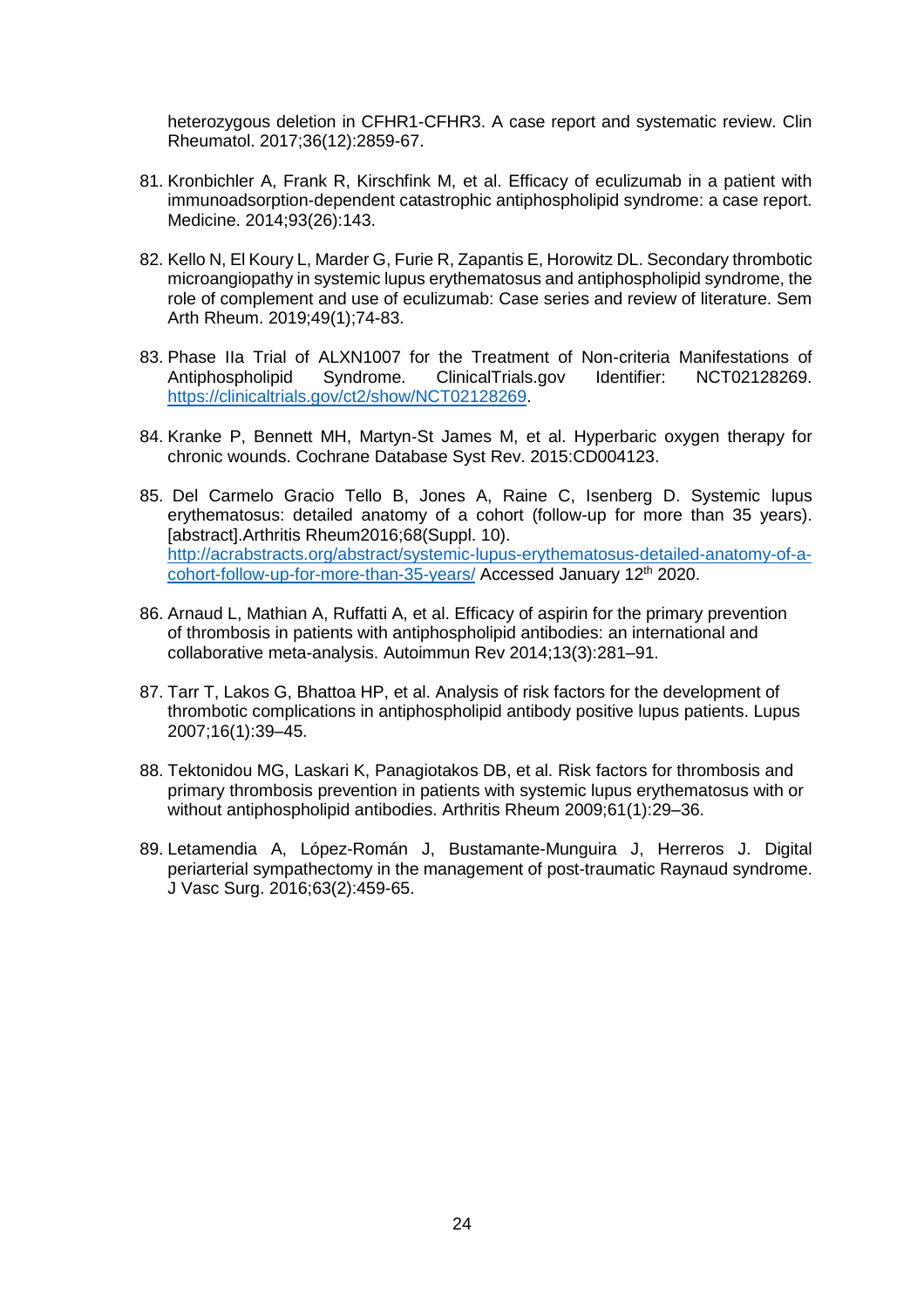heterozygous deletion in CFHR1-CFHR3. A case report and systematic review. Clin Rheumatol. 2017;36(12):2859-67.

81. Kronbichler A, Frank R, Kirschfink M, et al. Efficacy of eculizumab in a patient with immunoadsorption-dependent catastrophic antiphospholipid syndrome: a case report. Medicine. 2014;93(26):143.

82. Kello N, El Koury L, Marder G, Furie R, Zapantis E, Horowitz DL. Secondary thrombotic microangiopathy in systemic lupus erythematosus and antiphospholipid syndrome, the role of complement and use of eculizumab: Case series and review of literature. Sem Arth Rheum. 2019;49(1);74-83.

83. Phase IIa Trial of ALXN1007 for the Treatment of Non-criteria Manifestations of Antiphospholipid Syndrome. ClinicalTrials.gov Identifier: NCT02128269. https://clinicaltrials.gov/ct2/show/NCT02128269.

84. Kranke P, Bennett MH, Martyn-St James M, et al. Hyperbaric oxygen therapy for chronic wounds. Cochrane Database Syst Rev. 2015:CD004123.

85. Del Carmelo Gracio Tello B, Jones A, Raine C, Isenberg D. Systemic lupus erythematosus: detailed anatomy of a cohort (follow-up for more than 35 years). [abstract].Arthritis Rheum2016;68(Suppl. 10). http://acrabstracts.org/abstract/systemic-lupus-erythematosus-detailed-anatomy-of-a-cohort-follow-up-for-more-than-35-years/ Accessed January 12th 2020.

86. Arnaud L, Mathian A, Ruffatti A, et al. Efficacy of aspirin for the primary prevention of thrombosis in patients with antiphospholipid antibodies: an international and collaborative meta-analysis. Autoimmun Rev 2014;13(3):281–91.

87. Tarr T, Lakos G, Bhattoa HP, et al. Analysis of risk factors for the development of thrombotic complications in antiphospholipid antibody positive lupus patients. Lupus 2007;16(1):39–45.

88. Tektonidou MG, Laskari K, Panagiotakos DB, et al. Risk factors for thrombosis and primary thrombosis prevention in patients with systemic lupus erythematosus with or without antiphospholipid antibodies. Arthritis Rheum 2009;61(1):29–36.

89. Letamendia A, López-Román J, Bustamante-Munguira J, Herreros J. Digital periarterial sympathectomy in the management of post-traumatic Raynaud syndrome. J Vasc Surg. 2016;63(2):459-65.